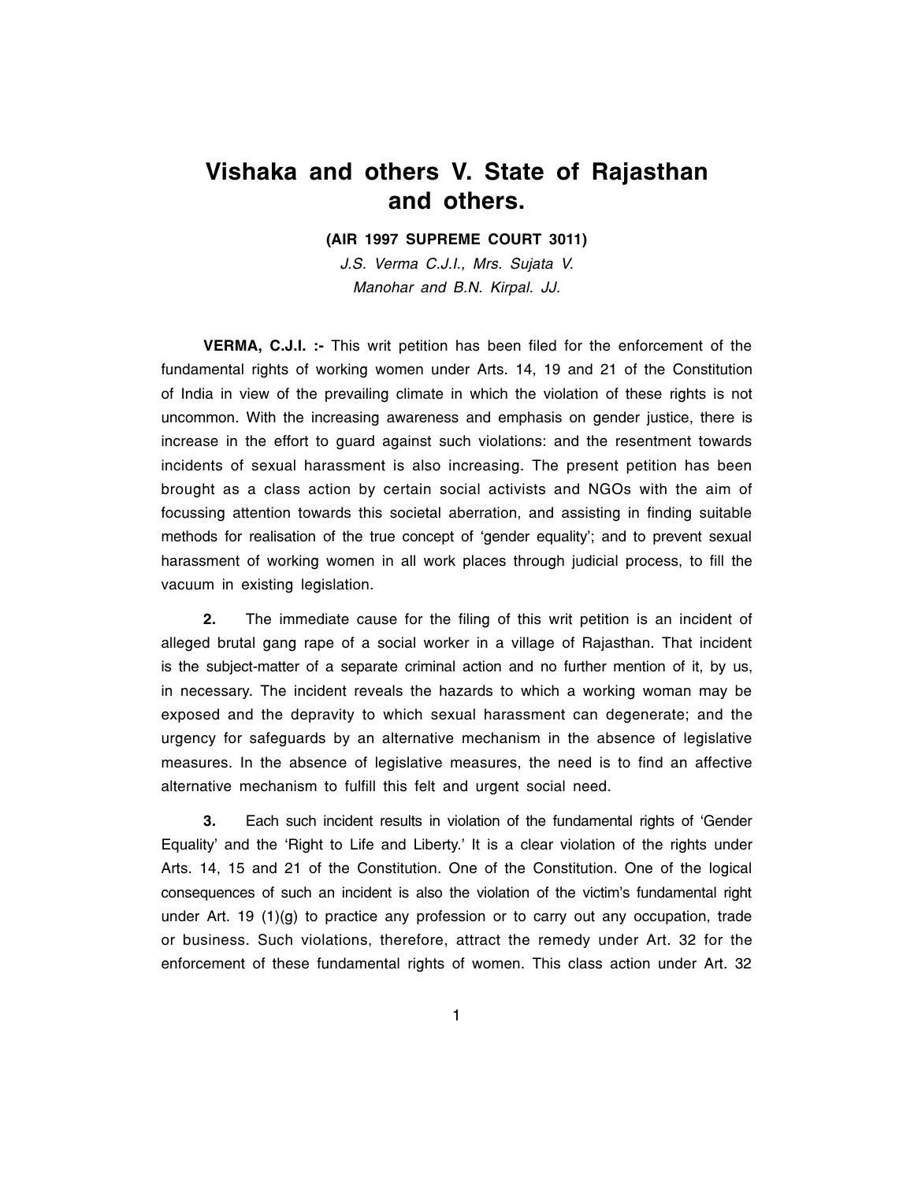# Vishaka and others V. State of Rajasthan and others.

**(AIR 1997 SUPREME COURT 3011)**

*J.S. Verma C.J.I., Mrs. Sujata V. Manohar and B.N. Kirpal. JJ.*

**VERMA, C.J.I. :-** This writ petition has been filed for the enforcement of the fundamental rights of working women under Arts. 14, 19 and 21 of the Constitution of India in view of the prevailing climate in which the violation of these rights is not uncommon. With the increasing awareness and emphasis on gender justice, there is increase in the effort to guard against such violations: and the resentment towards incidents of sexual harassment is also increasing. The present petition has been brought as a class action by certain social activists and NGOs with the aim of focussing attention towards this societal aberration, and assisting in finding suitable methods for realisation of the true concept of 'gender equality'; and to prevent sexual harassment of working women in all work places through judicial process, to fill the vacuum in existing legislation.

**2.** The immediate cause for the filing of this writ petition is an incident of alleged brutal gang rape of a social worker in a village of Rajasthan. That incident is the subject-matter of a separate criminal action and no further mention of it, by us, in necessary. The incident reveals the hazards to which a working woman may be exposed and the depravity to which sexual harassment can degenerate; and the urgency for safeguards by an alternative mechanism in the absence of legislative measures. In the absence of legislative measures, the need is to find an affective alternative mechanism to fulfill this felt and urgent social need.

**3.** Each such incident results in violation of the fundamental rights of 'Gender Equality' and the 'Right to Life and Liberty.' It is a clear violation of the rights under Arts. 14, 15 and 21 of the Constitution. One of the Constitution. One of the logical consequences of such an incident is also the violation of the victim's fundamental right under Art. 19 (1)(g) to practice any profession or to carry out any occupation, trade or business. Such violations, therefore, attract the remedy under Art. 32 for the enforcement of these fundamental rights of women. This class action under Art. 32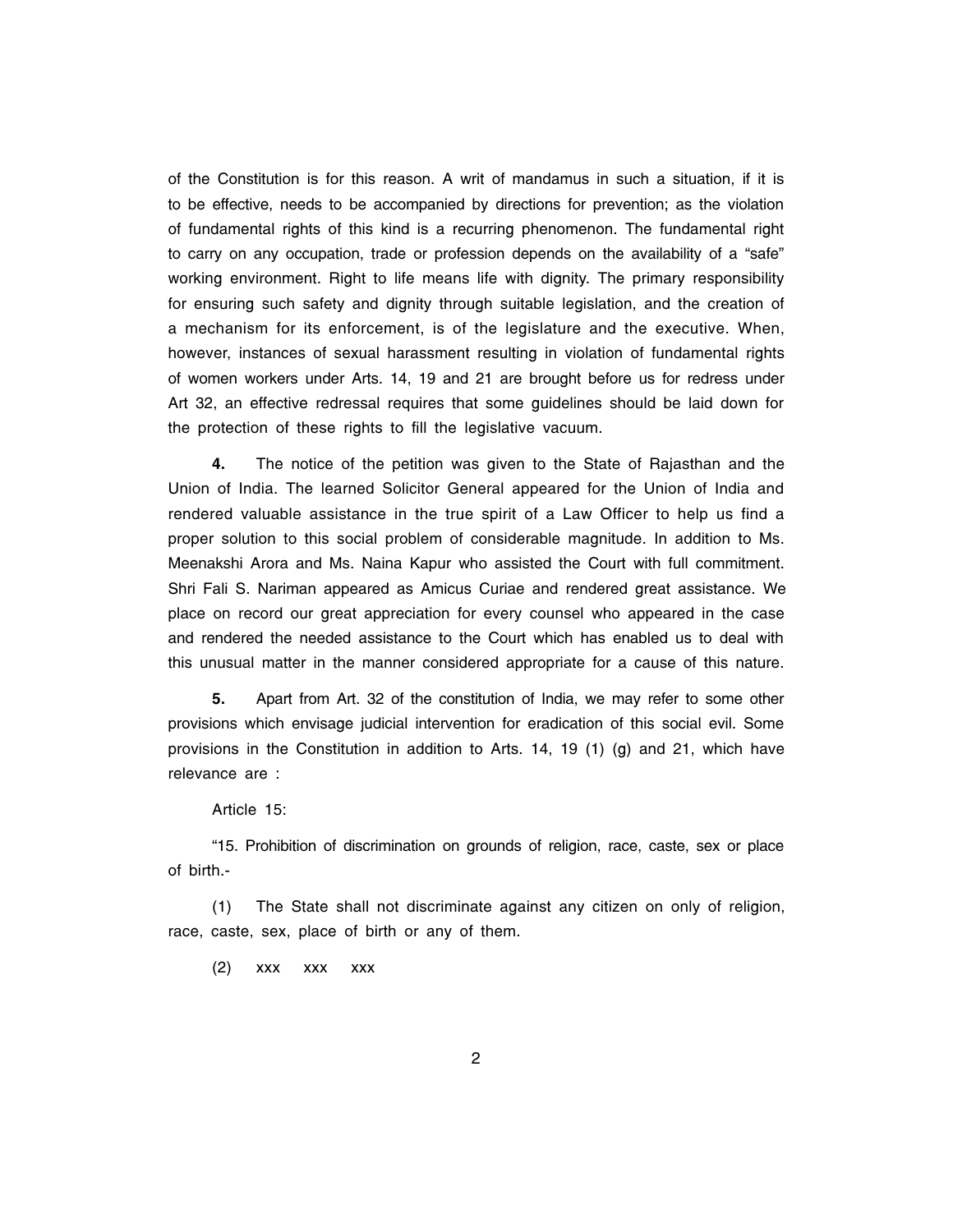of the Constitution is for this reason. A writ of mandamus in such a situation, if it is to be effective, needs to be accompanied by directions for prevention; as the violation of fundamental rights of this kind is a recurring phenomenon. The fundamental right to carry on any occupation, trade or profession depends on the availability of a "safe" working environment. Right to life means life with dignity. The primary responsibility for ensuring such safety and dignity through suitable legislation, and the creation of a mechanism for its enforcement, is of the legislature and the executive. When, however, instances of sexual harassment resulting in violation of fundamental rights of women workers under Arts. 14, 19 and 21 are brought before us for redress under Art 32, an effective redressal requires that some guidelines should be laid down for the protection of these rights to fill the legislative vacuum.

**4.** The notice of the petition was given to the State of Rajasthan and the Union of India. The learned Solicitor General appeared for the Union of India and rendered valuable assistance in the true spirit of a Law Officer to help us find a proper solution to this social problem of considerable magnitude. In addition to Ms. Meenakshi Arora and Ms. Naina Kapur who assisted the Court with full commitment. Shri Fali S. Nariman appeared as Amicus Curiae and rendered great assistance. We place on record our great appreciation for every counsel who appeared in the case and rendered the needed assistance to the Court which has enabled us to deal with this unusual matter in the manner considered appropriate for a cause of this nature.

**5.** Apart from Art. 32 of the constitution of India, we may refer to some other provisions which envisage judicial intervention for eradication of this social evil. Some provisions in the Constitution in addition to Arts. 14, 19 (1) (g) and 21, which have relevance are :

Article 15:

"15. Prohibition of discrimination on grounds of religion, race, caste, sex or place of birth.-

(1) The State shall not discriminate against any citizen on only of religion, race, caste, sex, place of birth or any of them.

(2) xxx xxx xxx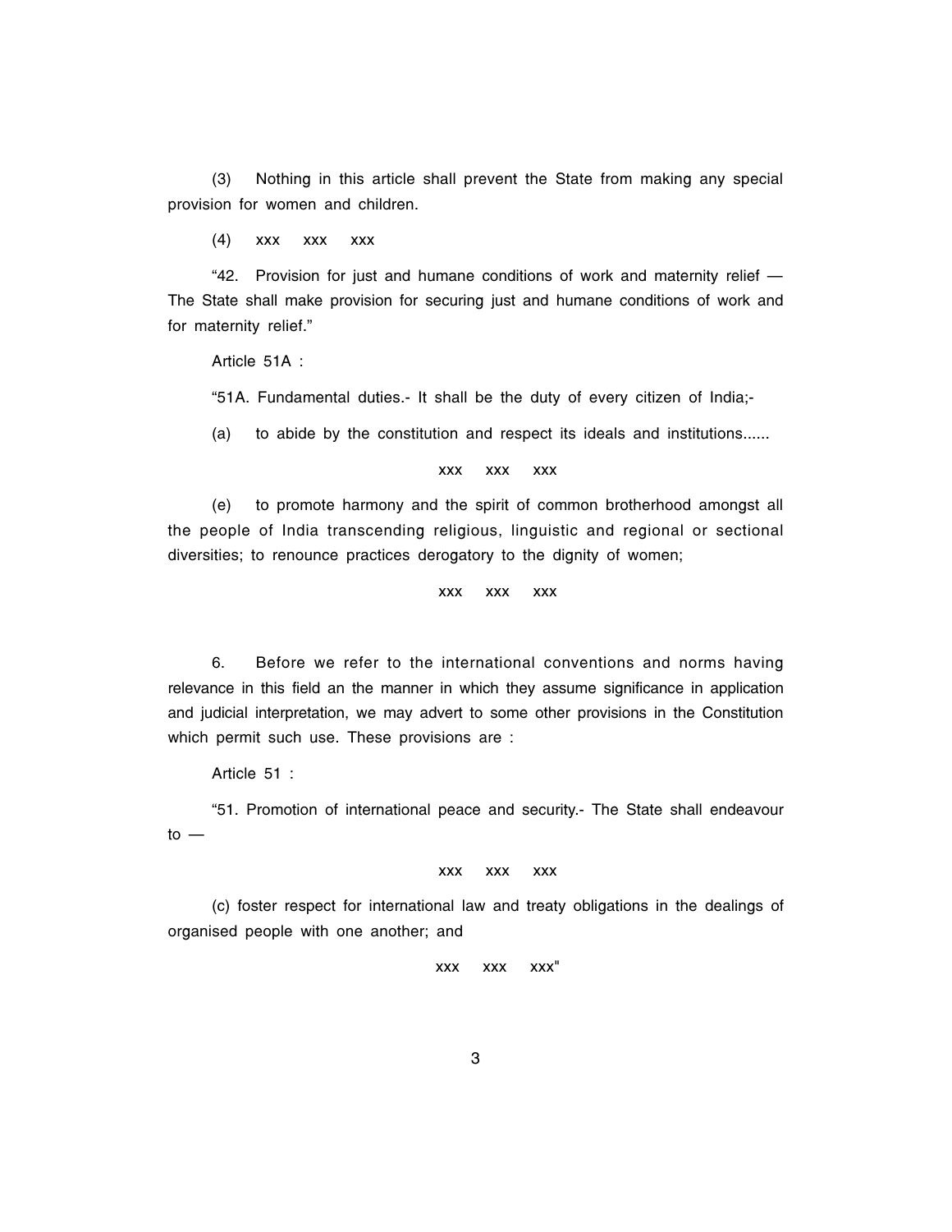(3) Nothing in this article shall prevent the State from making any special provision for women and children.

(4) xxx xxx xxx

"42. Provision for just and humane conditions of work and maternity relief — The State shall make provision for securing just and humane conditions of work and for maternity relief."

Article 51A :

"51A. Fundamental duties.- It shall be the duty of every citizen of India;-

(a) to abide by the constitution and respect its ideals and institutions......

xxx xxx xxx

(e) to promote harmony and the spirit of common brotherhood amongst all the people of India transcending religious, linguistic and regional or sectional diversities; to renounce practices derogatory to the dignity of women;

xxx xxx xxx

6. Before we refer to the international conventions and norms having relevance in this field an the manner in which they assume significance in application and judicial interpretation, we may advert to some other provisions in the Constitution which permit such use. These provisions are :

Article 51 :

"51. Promotion of international peace and security.- The State shall endeavour to —

xxx xxx xxx

(c) foster respect for international law and treaty obligations in the dealings of organised people with one another; and

xxx xxx xxx"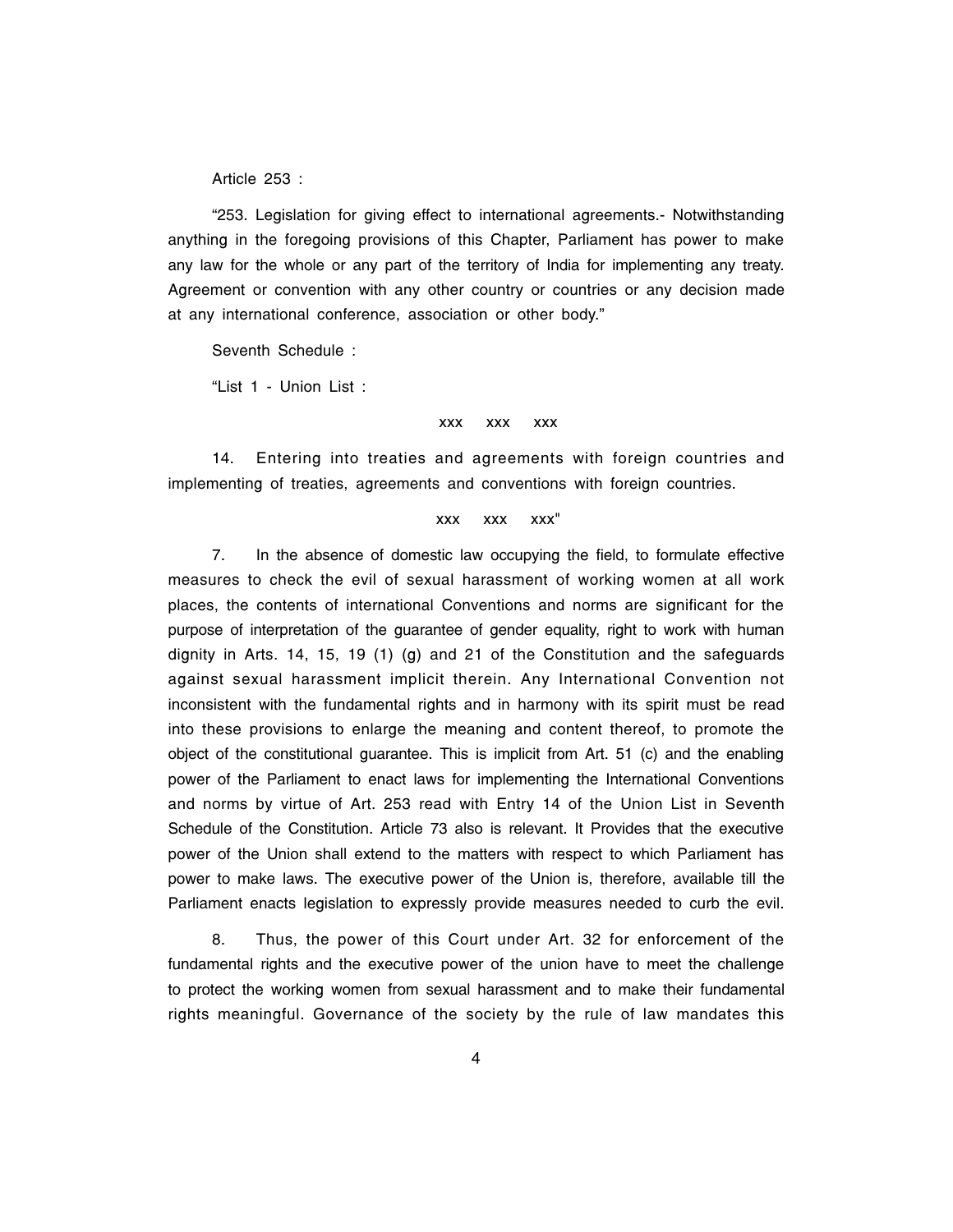Article 253 :

"253. Legislation for giving effect to international agreements.- Notwithstanding anything in the foregoing provisions of this Chapter, Parliament has power to make any law for the whole or any part of the territory of India for implementing any treaty. Agreement or convention with any other country or countries or any decision made at any international conference, association or other body."

Seventh Schedule :

"List 1 - Union List :

xxx xxx xxx

14. Entering into treaties and agreements with foreign countries and implementing of treaties, agreements and conventions with foreign countries.

xxx xxx xxx"

7. In the absence of domestic law occupying the field, to formulate effective measures to check the evil of sexual harassment of working women at all work places, the contents of international Conventions and norms are significant for the purpose of interpretation of the guarantee of gender equality, right to work with human dignity in Arts. 14, 15, 19 (1) (g) and 21 of the Constitution and the safeguards against sexual harassment implicit therein. Any International Convention not inconsistent with the fundamental rights and in harmony with its spirit must be read into these provisions to enlarge the meaning and content thereof, to promote the object of the constitutional guarantee. This is implicit from Art. 51 (c) and the enabling power of the Parliament to enact laws for implementing the International Conventions and norms by virtue of Art. 253 read with Entry 14 of the Union List in Seventh Schedule of the Constitution. Article 73 also is relevant. It Provides that the executive power of the Union shall extend to the matters with respect to which Parliament has power to make laws. The executive power of the Union is, therefore, available till the Parliament enacts legislation to expressly provide measures needed to curb the evil.

8. Thus, the power of this Court under Art. 32 for enforcement of the fundamental rights and the executive power of the union have to meet the challenge to protect the working women from sexual harassment and to make their fundamental rights meaningful. Governance of the society by the rule of law mandates this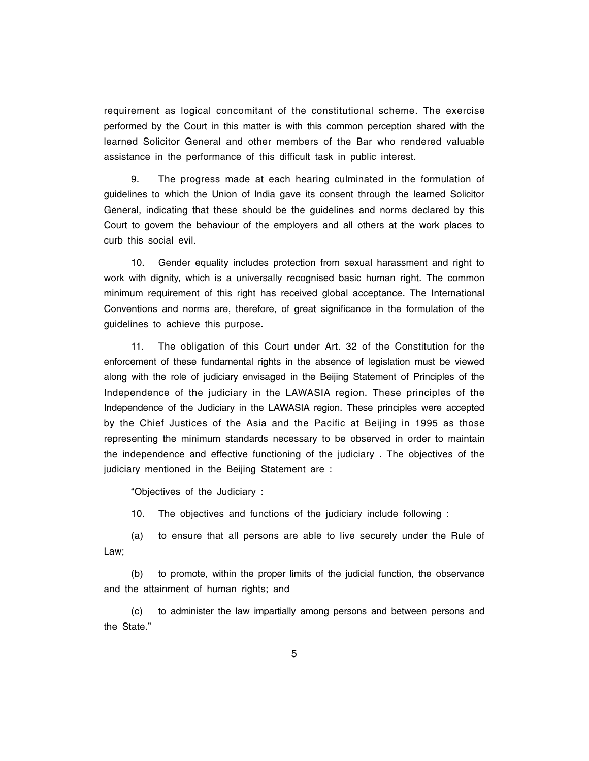requirement as logical concomitant of the constitutional scheme. The exercise performed by the Court in this matter is with this common perception shared with the learned Solicitor General and other members of the Bar who rendered valuable assistance in the performance of this difficult task in public interest.

9. The progress made at each hearing culminated in the formulation of guidelines to which the Union of India gave its consent through the learned Solicitor General, indicating that these should be the guidelines and norms declared by this Court to govern the behaviour of the employers and all others at the work places to curb this social evil.

10. Gender equality includes protection from sexual harassment and right to work with dignity, which is a universally recognised basic human right. The common minimum requirement of this right has received global acceptance. The International Conventions and norms are, therefore, of great significance in the formulation of the guidelines to achieve this purpose.

11. The obligation of this Court under Art. 32 of the Constitution for the enforcement of these fundamental rights in the absence of legislation must be viewed along with the role of judiciary envisaged in the Beijing Statement of Principles of the Independence of the judiciary in the LAWASIA region. These principles of the Independence of the Judiciary in the LAWASIA region. These principles were accepted by the Chief Justices of the Asia and the Pacific at Beijing in 1995 as those representing the minimum standards necessary to be observed in order to maintain the independence and effective functioning of the judiciary . The objectives of the judiciary mentioned in the Beijing Statement are :

"Objectives of the Judiciary :

10. The objectives and functions of the judiciary include following :

(a) to ensure that all persons are able to live securely under the Rule of Law;

(b) to promote, within the proper limits of the judicial function, the observance and the attainment of human rights; and

(c) to administer the law impartially among persons and between persons and the State."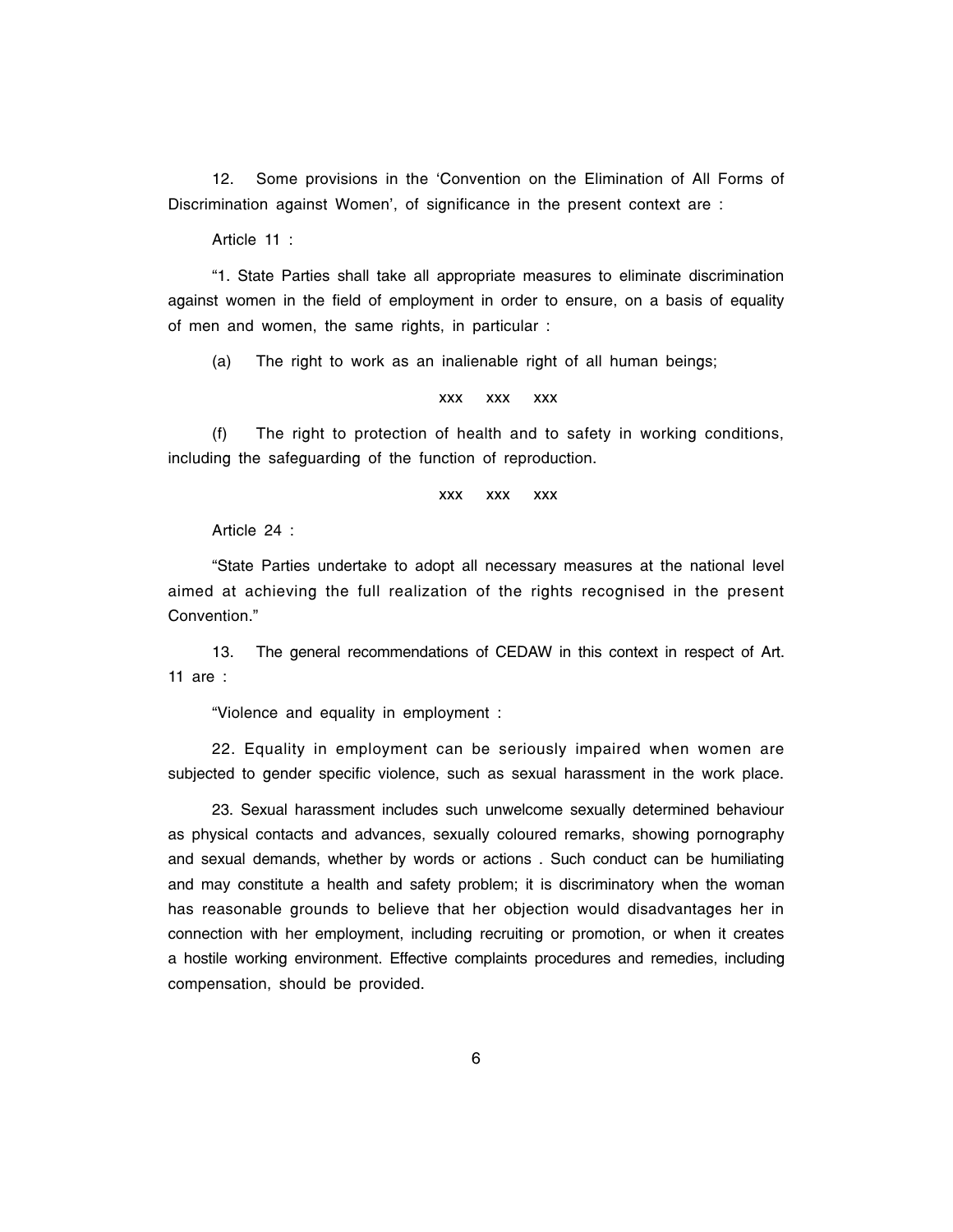12. Some provisions in the 'Convention on the Elimination of All Forms of Discrimination against Women', of significance in the present context are :

Article 11 :

"1. State Parties shall take all appropriate measures to eliminate discrimination against women in the field of employment in order to ensure, on a basis of equality of men and women, the same rights, in particular :

(a) The right to work as an inalienable right of all human beings;

xxx xxx xxx

(f) The right to protection of health and to safety in working conditions, including the safeguarding of the function of reproduction.

xxx xxx xxx

Article 24 :

"State Parties undertake to adopt all necessary measures at the national level aimed at achieving the full realization of the rights recognised in the present Convention."

13. The general recommendations of CEDAW in this context in respect of Art. 11 are :

"Violence and equality in employment :

22. Equality in employment can be seriously impaired when women are subjected to gender specific violence, such as sexual harassment in the work place.

23. Sexual harassment includes such unwelcome sexually determined behaviour as physical contacts and advances, sexually coloured remarks, showing pornography and sexual demands, whether by words or actions . Such conduct can be humiliating and may constitute a health and safety problem; it is discriminatory when the woman has reasonable grounds to believe that her objection would disadvantages her in connection with her employment, including recruiting or promotion, or when it creates a hostile working environment. Effective complaints procedures and remedies, including compensation, should be provided.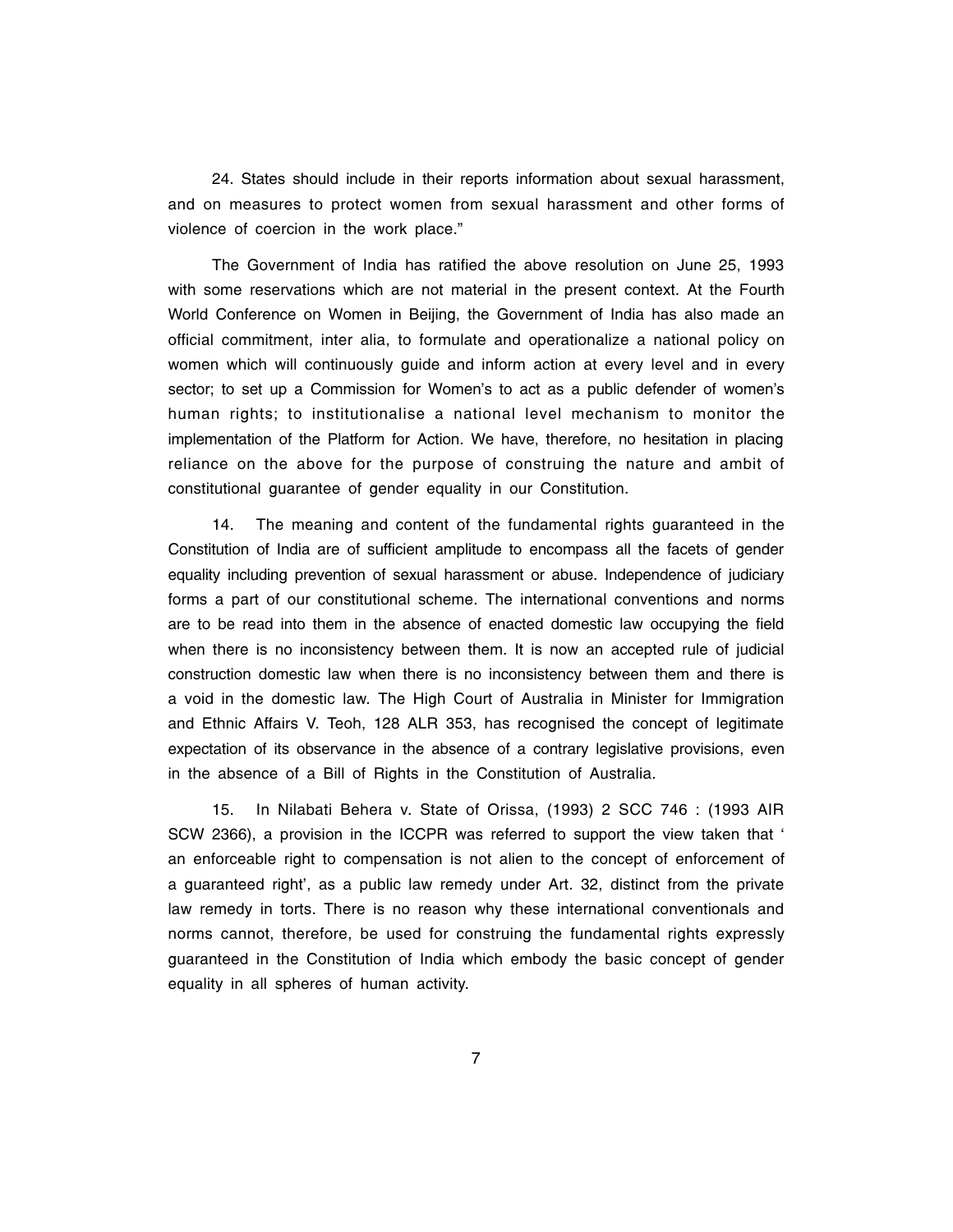24. States should include in their reports information about sexual harassment, and on measures to protect women from sexual harassment and other forms of violence of coercion in the work place."

The Government of India has ratified the above resolution on June 25, 1993 with some reservations which are not material in the present context. At the Fourth World Conference on Women in Beijing, the Government of India has also made an official commitment, inter alia, to formulate and operationalize a national policy on women which will continuously guide and inform action at every level and in every sector; to set up a Commission for Women's to act as a public defender of women's human rights; to institutionalise a national level mechanism to monitor the implementation of the Platform for Action. We have, therefore, no hesitation in placing reliance on the above for the purpose of construing the nature and ambit of constitutional guarantee of gender equality in our Constitution.

14. The meaning and content of the fundamental rights guaranteed in the Constitution of India are of sufficient amplitude to encompass all the facets of gender equality including prevention of sexual harassment or abuse. Independence of judiciary forms a part of our constitutional scheme. The international conventions and norms are to be read into them in the absence of enacted domestic law occupying the field when there is no inconsistency between them. It is now an accepted rule of judicial construction domestic law when there is no inconsistency between them and there is a void in the domestic law. The High Court of Australia in Minister for Immigration and Ethnic Affairs V. Teoh, 128 ALR 353, has recognised the concept of legitimate expectation of its observance in the absence of a contrary legislative provisions, even in the absence of a Bill of Rights in the Constitution of Australia.

15. In Nilabati Behera v. State of Orissa, (1993) 2 SCC 746 : (1993 AIR SCW 2366), a provision in the ICCPR was referred to support the view taken that ' an enforceable right to compensation is not alien to the concept of enforcement of a guaranteed right', as a public law remedy under Art. 32, distinct from the private law remedy in torts. There is no reason why these international conventionals and norms cannot, therefore, be used for construing the fundamental rights expressly guaranteed in the Constitution of India which embody the basic concept of gender equality in all spheres of human activity.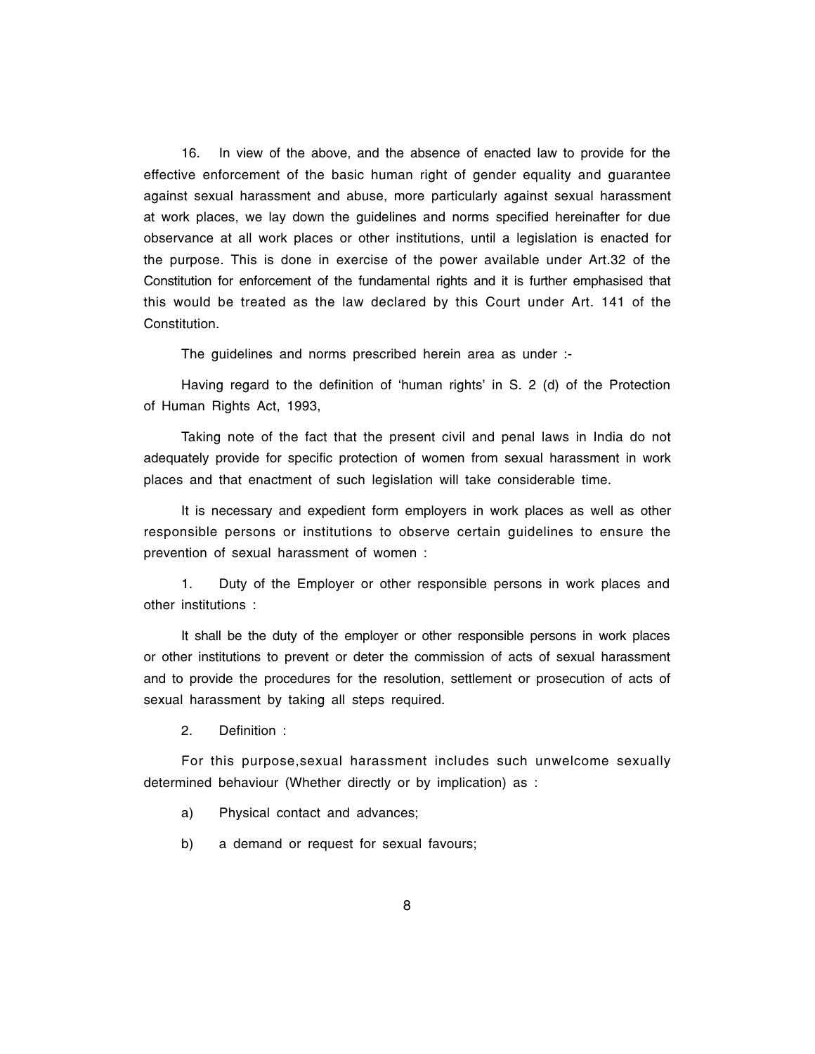16. In view of the above, and the absence of enacted law to provide for the effective enforcement of the basic human right of gender equality and guarantee against sexual harassment and abuse, more particularly against sexual harassment at work places, we lay down the guidelines and norms specified hereinafter for due observance at all work places or other institutions, until a legislation is enacted for the purpose. This is done in exercise of the power available under Art.32 of the Constitution for enforcement of the fundamental rights and it is further emphasised that this would be treated as the law declared by this Court under Art. 141 of the Constitution.

The guidelines and norms prescribed herein area as under :-

Having regard to the definition of 'human rights' in S. 2 (d) of the Protection of Human Rights Act, 1993,

Taking note of the fact that the present civil and penal laws in India do not adequately provide for specific protection of women from sexual harassment in work places and that enactment of such legislation will take considerable time.

It is necessary and expedient form employers in work places as well as other responsible persons or institutions to observe certain guidelines to ensure the prevention of sexual harassment of women :

1. Duty of the Employer or other responsible persons in work places and other institutions :

It shall be the duty of the employer or other responsible persons in work places or other institutions to prevent or deter the commission of acts of sexual harassment and to provide the procedures for the resolution, settlement or prosecution of acts of sexual harassment by taking all steps required.

2. Definition :

For this purpose,sexual harassment includes such unwelcome sexually determined behaviour (Whether directly or by implication) as :

a) Physical contact and advances;

b) a demand or request for sexual favours;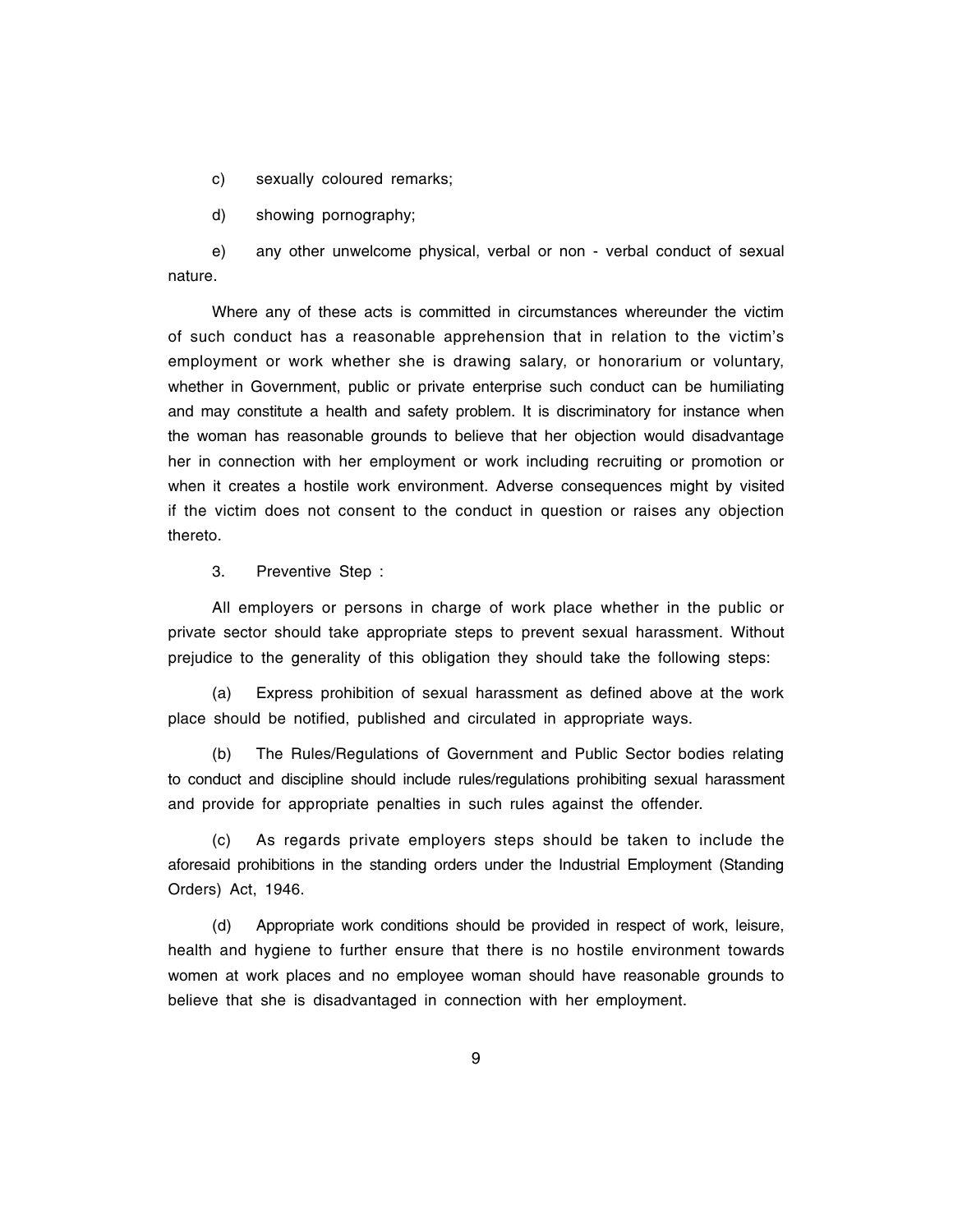c) sexually coloured remarks;

d) showing pornography;

e) any other unwelcome physical, verbal or non - verbal conduct of sexual nature.

Where any of these acts is committed in circumstances whereunder the victim of such conduct has a reasonable apprehension that in relation to the victim's employment or work whether she is drawing salary, or honorarium or voluntary, whether in Government, public or private enterprise such conduct can be humiliating and may constitute a health and safety problem. It is discriminatory for instance when the woman has reasonable grounds to believe that her objection would disadvantage her in connection with her employment or work including recruiting or promotion or when it creates a hostile work environment. Adverse consequences might by visited if the victim does not consent to the conduct in question or raises any objection thereto.

3. Preventive Step :

All employers or persons in charge of work place whether in the public or private sector should take appropriate steps to prevent sexual harassment. Without prejudice to the generality of this obligation they should take the following steps:

(a) Express prohibition of sexual harassment as defined above at the work place should be notified, published and circulated in appropriate ways.

(b) The Rules/Regulations of Government and Public Sector bodies relating to conduct and discipline should include rules/regulations prohibiting sexual harassment and provide for appropriate penalties in such rules against the offender.

(c) As regards private employers steps should be taken to include the aforesaid prohibitions in the standing orders under the Industrial Employment (Standing Orders) Act, 1946.

(d) Appropriate work conditions should be provided in respect of work, leisure, health and hygiene to further ensure that there is no hostile environment towards women at work places and no employee woman should have reasonable grounds to believe that she is disadvantaged in connection with her employment.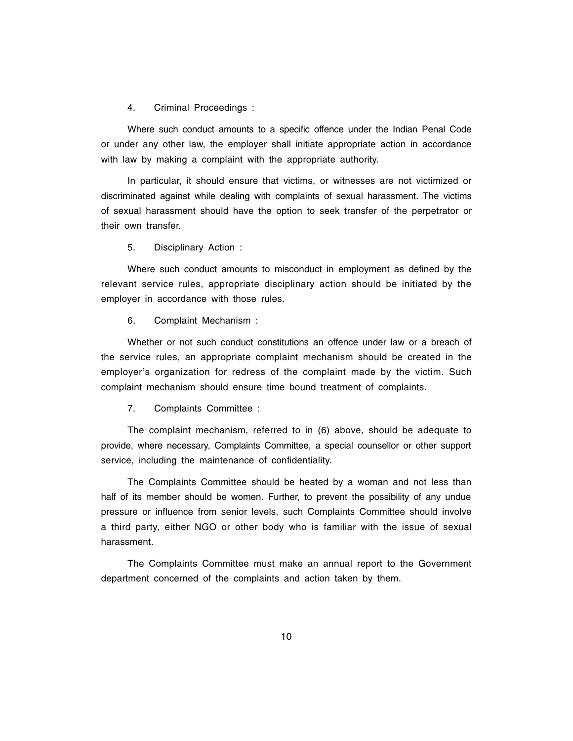4. Criminal Proceedings :

Where such conduct amounts to a specific offence under the Indian Penal Code or under any other law, the employer shall initiate appropriate action in accordance with law by making a complaint with the appropriate authority.

In particular, it should ensure that victims, or witnesses are not victimized or discriminated against while dealing with complaints of sexual harassment. The victims of sexual harassment should have the option to seek transfer of the perpetrator or their own transfer.

5. Disciplinary Action :

Where such conduct amounts to misconduct in employment as defined by the relevant service rules, appropriate disciplinary action should be initiated by the employer in accordance with those rules.

6. Complaint Mechanism :

Whether or not such conduct constitutions an offence under law or a breach of the service rules, an appropriate complaint mechanism should be created in the employer's organization for redress of the complaint made by the victim. Such complaint mechanism should ensure time bound treatment of complaints.

7. Complaints Committee :

The complaint mechanism, referred to in (6) above, should be adequate to provide, where necessary, Complaints Committee, a special counsellor or other support service, including the maintenance of confidentiality.

The Complaints Committee should be heated by a woman and not less than half of its member should be women. Further, to prevent the possibility of any undue pressure or influence from senior levels, such Complaints Committee should involve a third party, either NGO or other body who is familiar with the issue of sexual harassment.

The Complaints Committee must make an annual report to the Government department concerned of the complaints and action taken by them.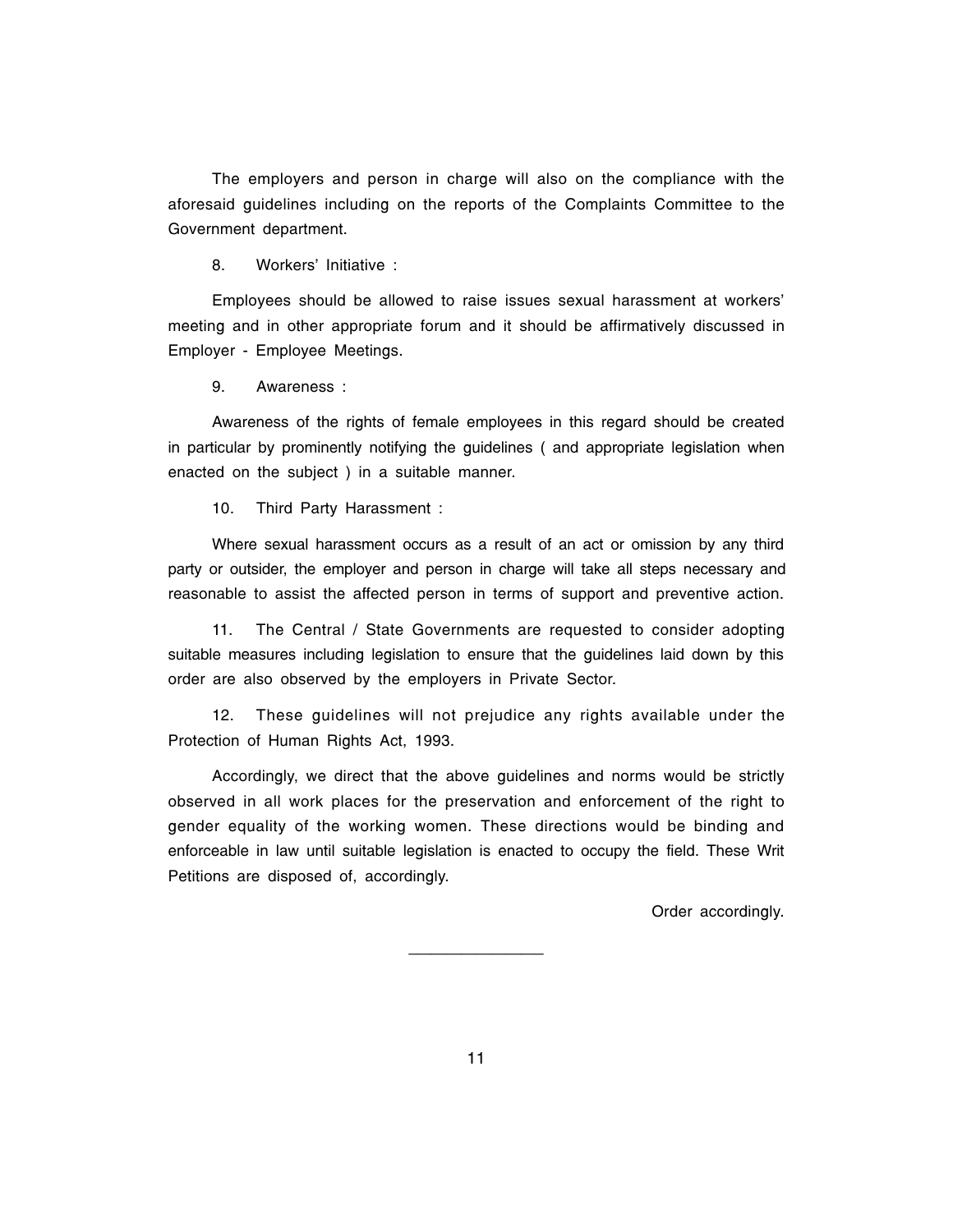The employers and person in charge will also on the compliance with the aforesaid guidelines including on the reports of the Complaints Committee to the Government department.

8. Workers' Initiative :

Employees should be allowed to raise issues sexual harassment at workers' meeting and in other appropriate forum and it should be affirmatively discussed in Employer - Employee Meetings.

9. Awareness :

Awareness of the rights of female employees in this regard should be created in particular by prominently notifying the guidelines ( and appropriate legislation when enacted on the subject ) in a suitable manner.

10. Third Party Harassment :

Where sexual harassment occurs as a result of an act or omission by any third party or outsider, the employer and person in charge will take all steps necessary and reasonable to assist the affected person in terms of support and preventive action.

11. The Central / State Governments are requested to consider adopting suitable measures including legislation to ensure that the guidelines laid down by this order are also observed by the employers in Private Sector.

12. These guidelines will not prejudice any rights available under the Protection of Human Rights Act, 1993.

Accordingly, we direct that the above guidelines and norms would be strictly observed in all work places for the preservation and enforcement of the right to gender equality of the working women. These directions would be binding and enforceable in law until suitable legislation is enacted to occupy the field. These Writ Petitions are disposed of, accordingly.

Order accordingly.

---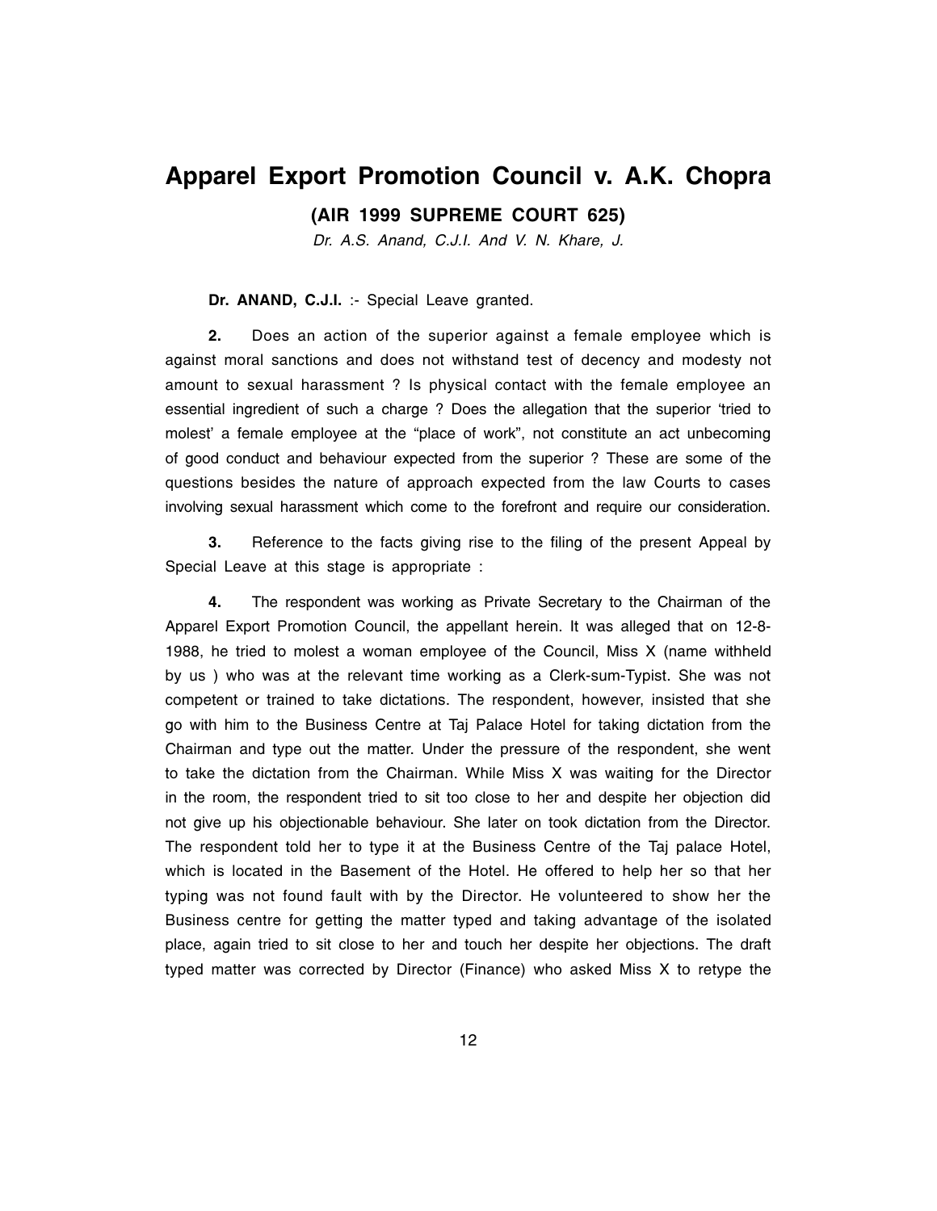# Apparel Export Promotion Council v. A.K. Chopra

**(AIR 1999 SUPREME COURT 625)**

*Dr. A.S. Anand, C.J.I. And V. N. Khare, J.*

**Dr. ANAND, C.J.I.** :- Special Leave granted.

**2.** Does an action of the superior against a female employee which is against moral sanctions and does not withstand test of decency and modesty not amount to sexual harassment ? Is physical contact with the female employee an essential ingredient of such a charge ? Does the allegation that the superior 'tried to molest' a female employee at the "place of work", not constitute an act unbecoming of good conduct and behaviour expected from the superior ? These are some of the questions besides the nature of approach expected from the law Courts to cases involving sexual harassment which come to the forefront and require our consideration.

**3.** Reference to the facts giving rise to the filing of the present Appeal by Special Leave at this stage is appropriate :

**4.** The respondent was working as Private Secretary to the Chairman of the Apparel Export Promotion Council, the appellant herein. It was alleged that on 12-8-1988, he tried to molest a woman employee of the Council, Miss X (name withheld by us ) who was at the relevant time working as a Clerk-sum-Typist. She was not competent or trained to take dictations. The respondent, however, insisted that she go with him to the Business Centre at Taj Palace Hotel for taking dictation from the Chairman and type out the matter. Under the pressure of the respondent, she went to take the dictation from the Chairman. While Miss X was waiting for the Director in the room, the respondent tried to sit too close to her and despite her objection did not give up his objectionable behaviour. She later on took dictation from the Director. The respondent told her to type it at the Business Centre of the Taj palace Hotel, which is located in the Basement of the Hotel. He offered to help her so that her typing was not found fault with by the Director. He volunteered to show her the Business centre for getting the matter typed and taking advantage of the isolated place, again tried to sit close to her and touch her despite her objections. The draft typed matter was corrected by Director (Finance) who asked Miss X to retype the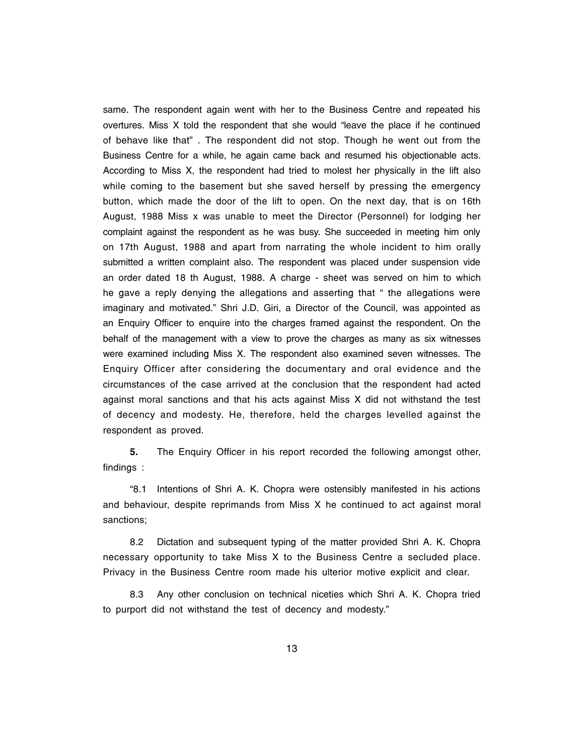same. The respondent again went with her to the Business Centre and repeated his overtures. Miss X told the respondent that she would "leave the place if he continued of behave like that" . The respondent did not stop. Though he went out from the Business Centre for a while, he again came back and resumed his objectionable acts. According to Miss X, the respondent had tried to molest her physically in the lift also while coming to the basement but she saved herself by pressing the emergency button, which made the door of the lift to open. On the next day, that is on 16th August, 1988 Miss x was unable to meet the Director (Personnel) for lodging her complaint against the respondent as he was busy. She succeeded in meeting him only on 17th August, 1988 and apart from narrating the whole incident to him orally submitted a written complaint also. The respondent was placed under suspension vide an order dated 18 th August, 1988. A charge - sheet was served on him to which he gave a reply denying the allegations and asserting that " the allegations were imaginary and motivated." Shri J.D. Giri, a Director of the Council, was appointed as an Enquiry Officer to enquire into the charges framed against the respondent. On the behalf of the management with a view to prove the charges as many as six witnesses were examined including Miss X. The respondent also examined seven witnesses. The Enquiry Officer after considering the documentary and oral evidence and the circumstances of the case arrived at the conclusion that the respondent had acted against moral sanctions and that his acts against Miss X did not withstand the test of decency and modesty. He, therefore, held the charges levelled against the respondent as proved.

**5.** The Enquiry Officer in his report recorded the following amongst other, findings :

"8.1 Intentions of Shri A. K. Chopra were ostensibly manifested in his actions and behaviour, despite reprimands from Miss X he continued to act against moral sanctions;

8.2 Dictation and subsequent typing of the matter provided Shri A. K. Chopra necessary opportunity to take Miss X to the Business Centre a secluded place. Privacy in the Business Centre room made his ulterior motive explicit and clear.

8.3 Any other conclusion on technical niceties which Shri A. K. Chopra tried to purport did not withstand the test of decency and modesty."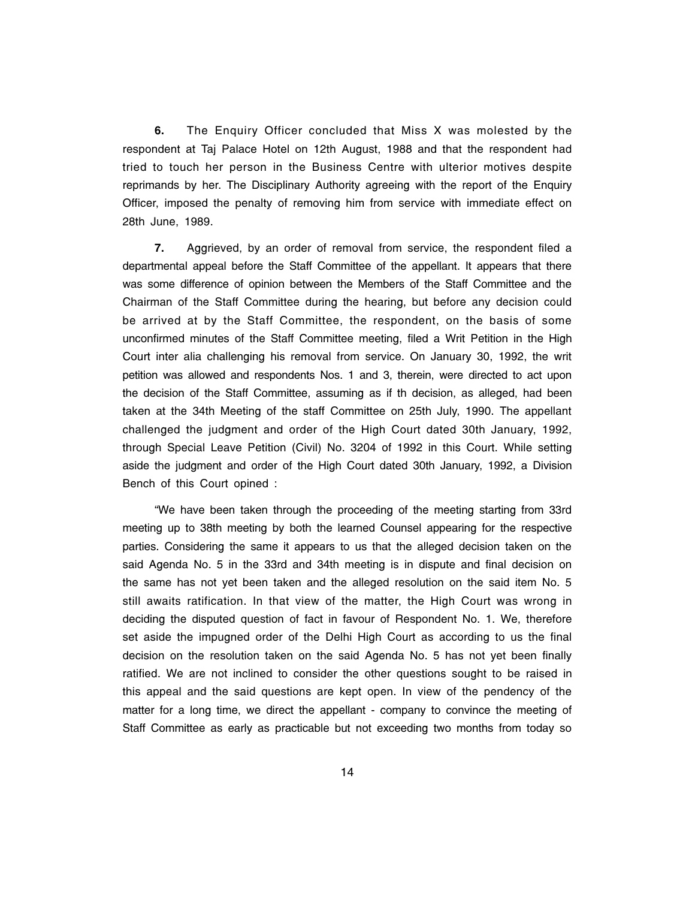**6.** The Enquiry Officer concluded that Miss X was molested by the respondent at Taj Palace Hotel on 12th August, 1988 and that the respondent had tried to touch her person in the Business Centre with ulterior motives despite reprimands by her. The Disciplinary Authority agreeing with the report of the Enquiry Officer, imposed the penalty of removing him from service with immediate effect on 28th June, 1989.

**7.** Aggrieved, by an order of removal from service, the respondent filed a departmental appeal before the Staff Committee of the appellant. It appears that there was some difference of opinion between the Members of the Staff Committee and the Chairman of the Staff Committee during the hearing, but before any decision could be arrived at by the Staff Committee, the respondent, on the basis of some unconfirmed minutes of the Staff Committee meeting, filed a Writ Petition in the High Court inter alia challenging his removal from service. On January 30, 1992, the writ petition was allowed and respondents Nos. 1 and 3, therein, were directed to act upon the decision of the Staff Committee, assuming as if th decision, as alleged, had been taken at the 34th Meeting of the staff Committee on 25th July, 1990. The appellant challenged the judgment and order of the High Court dated 30th January, 1992, through Special Leave Petition (Civil) No. 3204 of 1992 in this Court. While setting aside the judgment and order of the High Court dated 30th January, 1992, a Division Bench of this Court opined :

"We have been taken through the proceeding of the meeting starting from 33rd meeting up to 38th meeting by both the learned Counsel appearing for the respective parties. Considering the same it appears to us that the alleged decision taken on the said Agenda No. 5 in the 33rd and 34th meeting is in dispute and final decision on the same has not yet been taken and the alleged resolution on the said item No. 5 still awaits ratification. In that view of the matter, the High Court was wrong in deciding the disputed question of fact in favour of Respondent No. 1. We, therefore set aside the impugned order of the Delhi High Court as according to us the final decision on the resolution taken on the said Agenda No. 5 has not yet been finally ratified. We are not inclined to consider the other questions sought to be raised in this appeal and the said questions are kept open. In view of the pendency of the matter for a long time, we direct the appellant - company to convince the meeting of Staff Committee as early as practicable but not exceeding two months from today so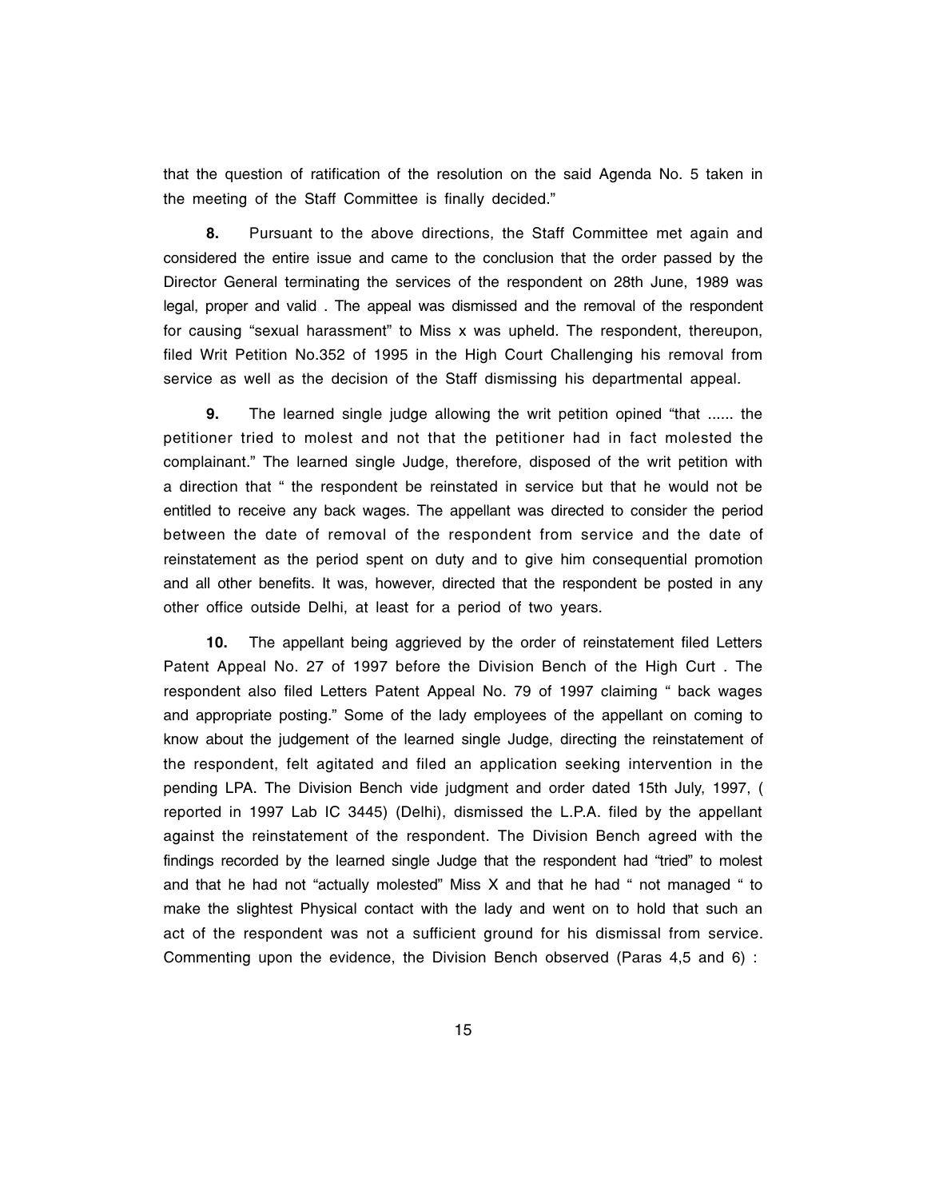that the question of ratification of the resolution on the said Agenda No. 5 taken in the meeting of the Staff Committee is finally decided."

**8.** Pursuant to the above directions, the Staff Committee met again and considered the entire issue and came to the conclusion that the order passed by the Director General terminating the services of the respondent on 28th June, 1989 was legal, proper and valid . The appeal was dismissed and the removal of the respondent for causing "sexual harassment" to Miss x was upheld. The respondent, thereupon, filed Writ Petition No.352 of 1995 in the High Court Challenging his removal from service as well as the decision of the Staff dismissing his departmental appeal.

**9.** The learned single judge allowing the writ petition opined "that ...... the petitioner tried to molest and not that the petitioner had in fact molested the complainant." The learned single Judge, therefore, disposed of the writ petition with a direction that " the respondent be reinstated in service but that he would not be entitled to receive any back wages. The appellant was directed to consider the period between the date of removal of the respondent from service and the date of reinstatement as the period spent on duty and to give him consequential promotion and all other benefits. It was, however, directed that the respondent be posted in any other office outside Delhi, at least for a period of two years.

**10.** The appellant being aggrieved by the order of reinstatement filed Letters Patent Appeal No. 27 of 1997 before the Division Bench of the High Curt . The respondent also filed Letters Patent Appeal No. 79 of 1997 claiming " back wages and appropriate posting." Some of the lady employees of the appellant on coming to know about the judgement of the learned single Judge, directing the reinstatement of the respondent, felt agitated and filed an application seeking intervention in the pending LPA. The Division Bench vide judgment and order dated 15th July, 1997, ( reported in 1997 Lab IC 3445) (Delhi), dismissed the L.P.A. filed by the appellant against the reinstatement of the respondent. The Division Bench agreed with the findings recorded by the learned single Judge that the respondent had "tried" to molest and that he had not "actually molested" Miss X and that he had " not managed " to make the slightest Physical contact with the lady and went on to hold that such an act of the respondent was not a sufficient ground for his dismissal from service. Commenting upon the evidence, the Division Bench observed (Paras 4,5 and 6) :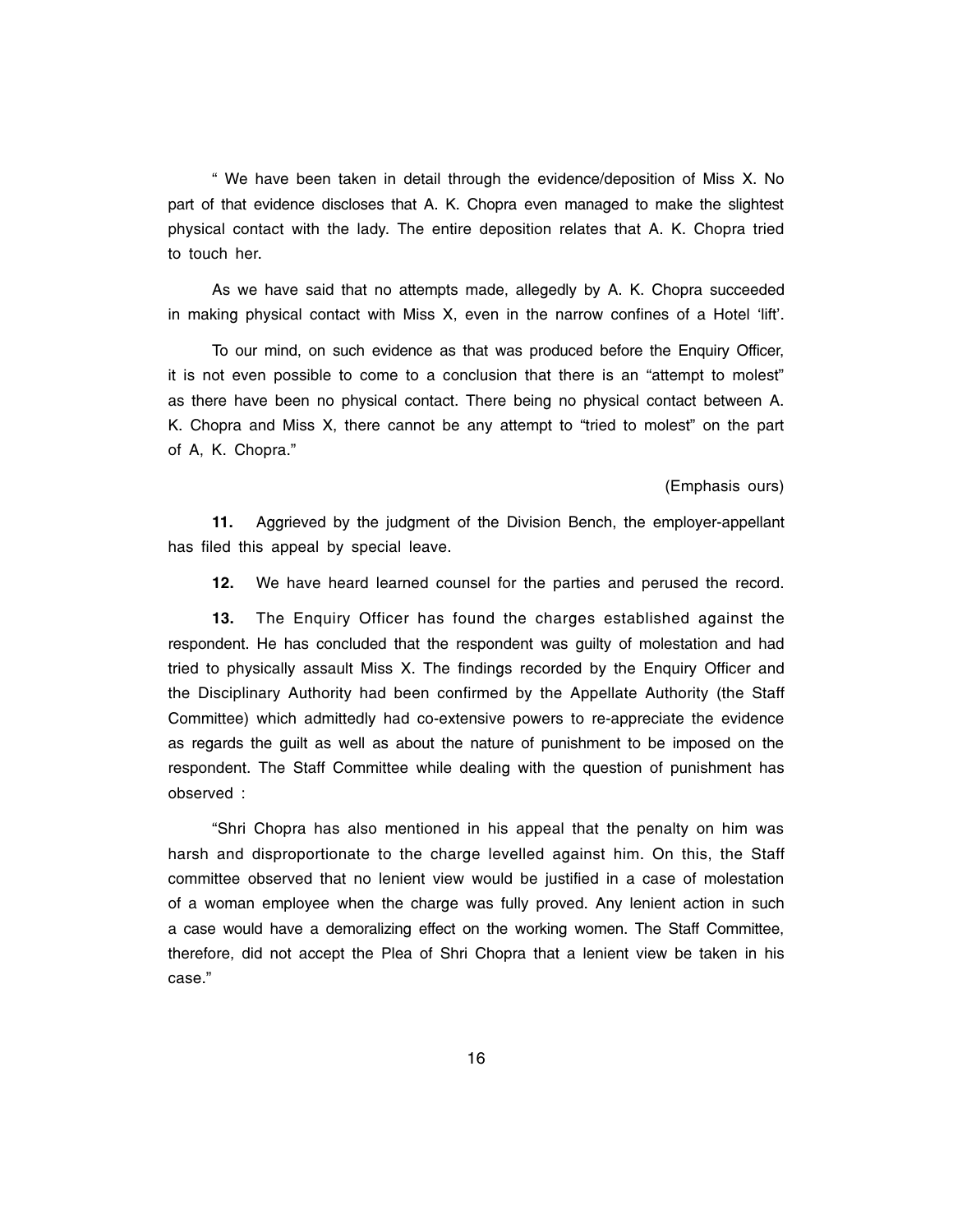" We have been taken in detail through the evidence/deposition of Miss X. No part of that evidence discloses that A. K. Chopra even managed to make the slightest physical contact with the lady. The entire deposition relates that A. K. Chopra tried to touch her.

As we have said that no attempts made, allegedly by A. K. Chopra succeeded in making physical contact with Miss X, even in the narrow confines of a Hotel 'lift'.

To our mind, on such evidence as that was produced before the Enquiry Officer, it is not even possible to come to a conclusion that there is an "attempt to molest" as there have been no physical contact. There being no physical contact between A. K. Chopra and Miss X, there cannot be any attempt to "tried to molest" on the part of A, K. Chopra."

(Emphasis ours)

**11.** Aggrieved by the judgment of the Division Bench, the employer-appellant has filed this appeal by special leave.

**12.** We have heard learned counsel for the parties and perused the record.

**13.** The Enquiry Officer has found the charges established against the respondent. He has concluded that the respondent was guilty of molestation and had tried to physically assault Miss X. The findings recorded by the Enquiry Officer and the Disciplinary Authority had been confirmed by the Appellate Authority (the Staff Committee) which admittedly had co-extensive powers to re-appreciate the evidence as regards the guilt as well as about the nature of punishment to be imposed on the respondent. The Staff Committee while dealing with the question of punishment has observed :

"Shri Chopra has also mentioned in his appeal that the penalty on him was harsh and disproportionate to the charge levelled against him. On this, the Staff committee observed that no lenient view would be justified in a case of molestation of a woman employee when the charge was fully proved. Any lenient action in such a case would have a demoralizing effect on the working women. The Staff Committee, therefore, did not accept the Plea of Shri Chopra that a lenient view be taken in his case."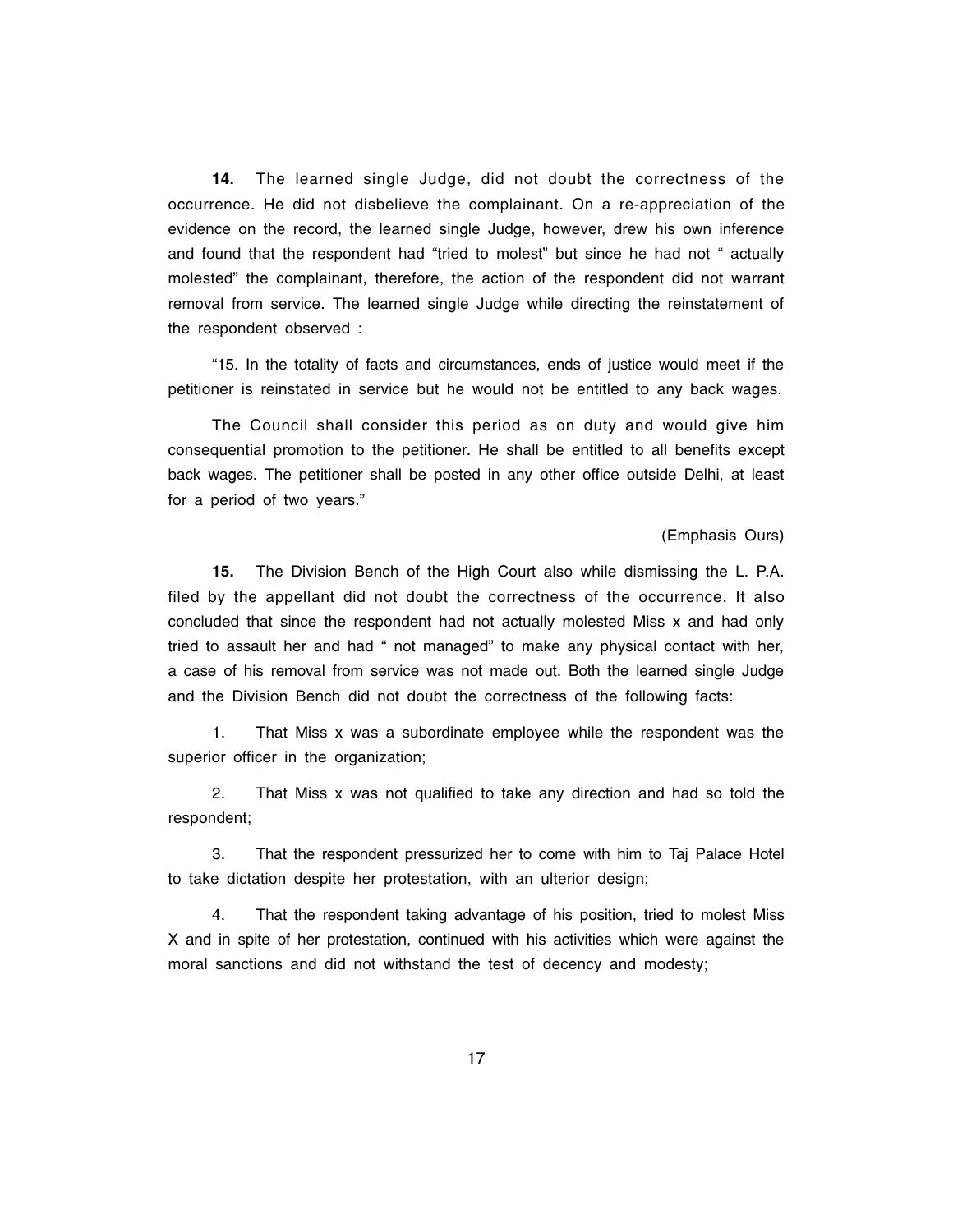**14.** The learned single Judge, did not doubt the correctness of the occurrence. He did not disbelieve the complainant. On a re-appreciation of the evidence on the record, the learned single Judge, however, drew his own inference and found that the respondent had "tried to molest" but since he had not " actually molested" the complainant, therefore, the action of the respondent did not warrant removal from service. The learned single Judge while directing the reinstatement of the respondent observed :

"15. In the totality of facts and circumstances, ends of justice would meet if the petitioner is reinstated in service but he would not be entitled to any back wages.

The Council shall consider this period as on duty and would give him consequential promotion to the petitioner. He shall be entitled to all benefits except back wages. The petitioner shall be posted in any other office outside Delhi, at least for a period of two years."

(Emphasis Ours)

**15.** The Division Bench of the High Court also while dismissing the L. P.A. filed by the appellant did not doubt the correctness of the occurrence. It also concluded that since the respondent had not actually molested Miss x and had only tried to assault her and had " not managed" to make any physical contact with her, a case of his removal from service was not made out. Both the learned single Judge and the Division Bench did not doubt the correctness of the following facts:

1. That Miss x was a subordinate employee while the respondent was the superior officer in the organization;

2. That Miss x was not qualified to take any direction and had so told the respondent;

3. That the respondent pressurized her to come with him to Taj Palace Hotel to take dictation despite her protestation, with an ulterior design;

4. That the respondent taking advantage of his position, tried to molest Miss X and in spite of her protestation, continued with his activities which were against the moral sanctions and did not withstand the test of decency and modesty;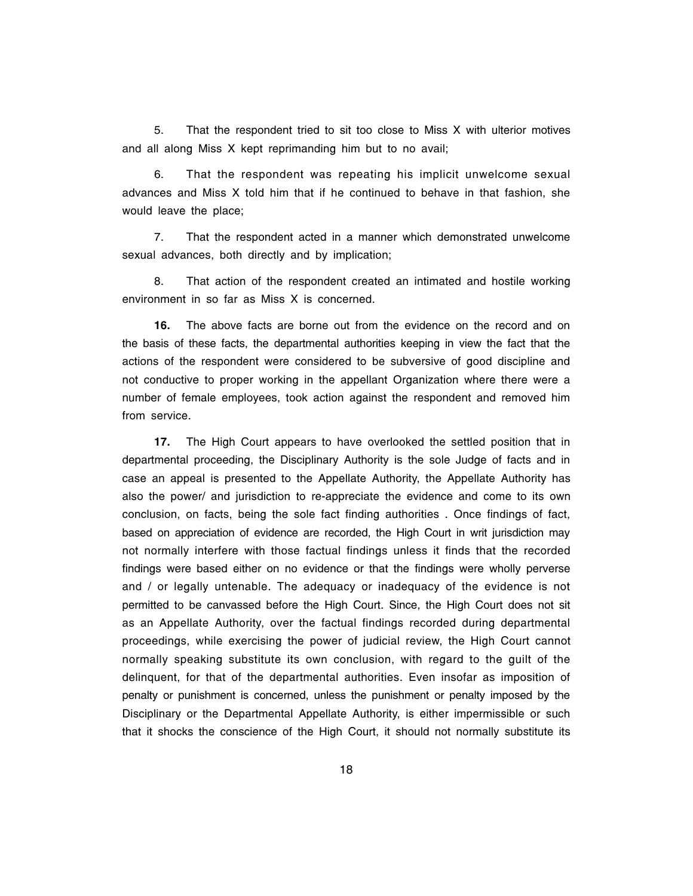5. That the respondent tried to sit too close to Miss X with ulterior motives and all along Miss X kept reprimanding him but to no avail;

6. That the respondent was repeating his implicit unwelcome sexual advances and Miss X told him that if he continued to behave in that fashion, she would leave the place;

7. That the respondent acted in a manner which demonstrated unwelcome sexual advances, both directly and by implication;

8. That action of the respondent created an intimated and hostile working environment in so far as Miss X is concerned.

**16.** The above facts are borne out from the evidence on the record and on the basis of these facts, the departmental authorities keeping in view the fact that the actions of the respondent were considered to be subversive of good discipline and not conductive to proper working in the appellant Organization where there were a number of female employees, took action against the respondent and removed him from service.

**17.** The High Court appears to have overlooked the settled position that in departmental proceeding, the Disciplinary Authority is the sole Judge of facts and in case an appeal is presented to the Appellate Authority, the Appellate Authority has also the power/ and jurisdiction to re-appreciate the evidence and come to its own conclusion, on facts, being the sole fact finding authorities . Once findings of fact, based on appreciation of evidence are recorded, the High Court in writ jurisdiction may not normally interfere with those factual findings unless it finds that the recorded findings were based either on no evidence or that the findings were wholly perverse and / or legally untenable. The adequacy or inadequacy of the evidence is not permitted to be canvassed before the High Court. Since, the High Court does not sit as an Appellate Authority, over the factual findings recorded during departmental proceedings, while exercising the power of judicial review, the High Court cannot normally speaking substitute its own conclusion, with regard to the guilt of the delinquent, for that of the departmental authorities. Even insofar as imposition of penalty or punishment is concerned, unless the punishment or penalty imposed by the Disciplinary or the Departmental Appellate Authority, is either impermissible or such that it shocks the conscience of the High Court, it should not normally substitute its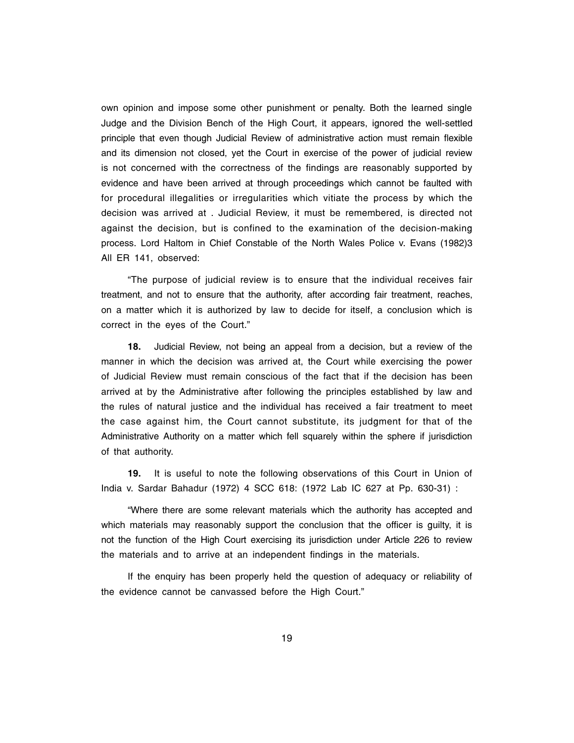own opinion and impose some other punishment or penalty. Both the learned single Judge and the Division Bench of the High Court, it appears, ignored the well-settled principle that even though Judicial Review of administrative action must remain flexible and its dimension not closed, yet the Court in exercise of the power of judicial review is not concerned with the correctness of the findings are reasonably supported by evidence and have been arrived at through proceedings which cannot be faulted with for procedural illegalities or irregularities which vitiate the process by which the decision was arrived at . Judicial Review, it must be remembered, is directed not against the decision, but is confined to the examination of the decision-making process. Lord Haltom in Chief Constable of the North Wales Police v. Evans (1982)3 All ER 141, observed:

"The purpose of judicial review is to ensure that the individual receives fair treatment, and not to ensure that the authority, after according fair treatment, reaches, on a matter which it is authorized by law to decide for itself, a conclusion which is correct in the eyes of the Court."

**18.** Judicial Review, not being an appeal from a decision, but a review of the manner in which the decision was arrived at, the Court while exercising the power of Judicial Review must remain conscious of the fact that if the decision has been arrived at by the Administrative after following the principles established by law and the rules of natural justice and the individual has received a fair treatment to meet the case against him, the Court cannot substitute, its judgment for that of the Administrative Authority on a matter which fell squarely within the sphere if jurisdiction of that authority.

**19.** It is useful to note the following observations of this Court in Union of India v. Sardar Bahadur (1972) 4 SCC 618: (1972 Lab IC 627 at Pp. 630-31) :

"Where there are some relevant materials which the authority has accepted and which materials may reasonably support the conclusion that the officer is guilty, it is not the function of the High Court exercising its jurisdiction under Article 226 to review the materials and to arrive at an independent findings in the materials.

If the enquiry has been properly held the question of adequacy or reliability of the evidence cannot be canvassed before the High Court."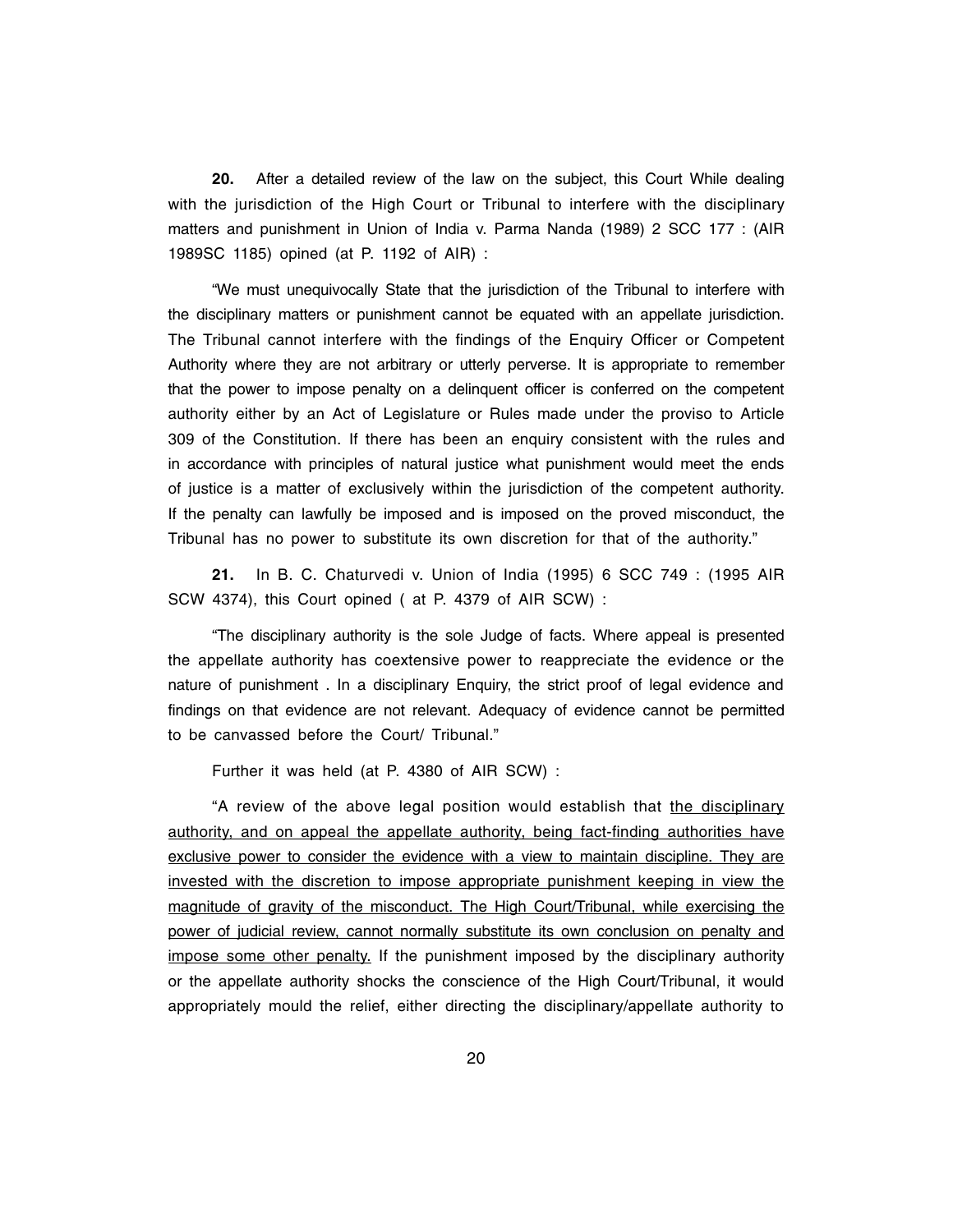**20.** After a detailed review of the law on the subject, this Court While dealing with the jurisdiction of the High Court or Tribunal to interfere with the disciplinary matters and punishment in Union of India v. Parma Nanda (1989) 2 SCC 177 : (AIR 1989SC 1185) opined (at P. 1192 of AIR) :

"We must unequivocally State that the jurisdiction of the Tribunal to interfere with the disciplinary matters or punishment cannot be equated with an appellate jurisdiction. The Tribunal cannot interfere with the findings of the Enquiry Officer or Competent Authority where they are not arbitrary or utterly perverse. It is appropriate to remember that the power to impose penalty on a delinquent officer is conferred on the competent authority either by an Act of Legislature or Rules made under the proviso to Article 309 of the Constitution. If there has been an enquiry consistent with the rules and in accordance with principles of natural justice what punishment would meet the ends of justice is a matter of exclusively within the jurisdiction of the competent authority. If the penalty can lawfully be imposed and is imposed on the proved misconduct, the Tribunal has no power to substitute its own discretion for that of the authority."

**21.** In B. C. Chaturvedi v. Union of India (1995) 6 SCC 749 : (1995 AIR SCW 4374), this Court opined ( at P. 4379 of AIR SCW) :

"The disciplinary authority is the sole Judge of facts. Where appeal is presented the appellate authority has coextensive power to reappreciate the evidence or the nature of punishment . In a disciplinary Enquiry, the strict proof of legal evidence and findings on that evidence are not relevant. Adequacy of evidence cannot be permitted to be canvassed before the Court/ Tribunal."

Further it was held (at P. 4380 of AIR SCW) :

"A review of the above legal position would establish that <u>the disciplinary authority, and on appeal the appellate authority, being fact-finding authorities have exclusive power to consider the evidence with a view to maintain discipline. They are invested with the discretion to impose appropriate punishment keeping in view the magnitude of gravity of the misconduct. The High Court/Tribunal, while exercising the power of judicial review, cannot normally substitute its own conclusion on penalty and impose some other penalty.</u> If the punishment imposed by the disciplinary authority or the appellate authority shocks the conscience of the High Court/Tribunal, it would appropriately mould the relief, either directing the disciplinary/appellate authority to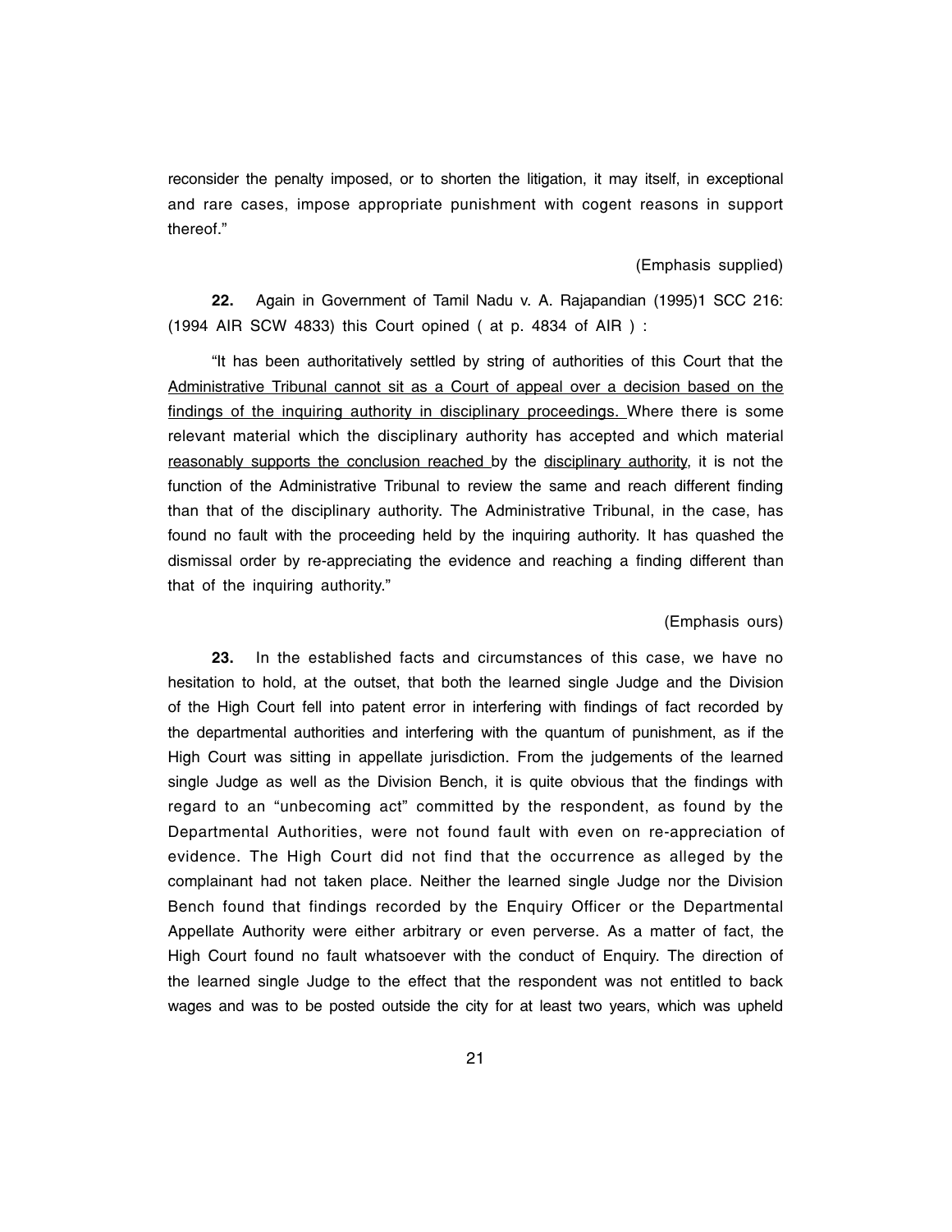reconsider the penalty imposed, or to shorten the litigation, it may itself, in exceptional and rare cases, impose appropriate punishment with cogent reasons in support thereof."

(Emphasis supplied)

**22.** Again in Government of Tamil Nadu v. A. Rajapandian (1995)1 SCC 216: (1994 AIR SCW 4833) this Court opined ( at p. 4834 of AIR ) :

"It has been authoritatively settled by string of authorities of this Court that the Administrative Tribunal cannot sit as a Court of appeal over a decision based on the findings of the inquiring authority in disciplinary proceedings. Where there is some relevant material which the disciplinary authority has accepted and which material reasonably supports the conclusion reached by the disciplinary authority, it is not the function of the Administrative Tribunal to review the same and reach different finding than that of the disciplinary authority. The Administrative Tribunal, in the case, has found no fault with the proceeding held by the inquiring authority. It has quashed the dismissal order by re-appreciating the evidence and reaching a finding different than that of the inquiring authority."

(Emphasis ours)

**23.** In the established facts and circumstances of this case, we have no hesitation to hold, at the outset, that both the learned single Judge and the Division of the High Court fell into patent error in interfering with findings of fact recorded by the departmental authorities and interfering with the quantum of punishment, as if the High Court was sitting in appellate jurisdiction. From the judgements of the learned single Judge as well as the Division Bench, it is quite obvious that the findings with regard to an "unbecoming act" committed by the respondent, as found by the Departmental Authorities, were not found fault with even on re-appreciation of evidence. The High Court did not find that the occurrence as alleged by the complainant had not taken place. Neither the learned single Judge nor the Division Bench found that findings recorded by the Enquiry Officer or the Departmental Appellate Authority were either arbitrary or even perverse. As a matter of fact, the High Court found no fault whatsoever with the conduct of Enquiry. The direction of the learned single Judge to the effect that the respondent was not entitled to back wages and was to be posted outside the city for at least two years, which was upheld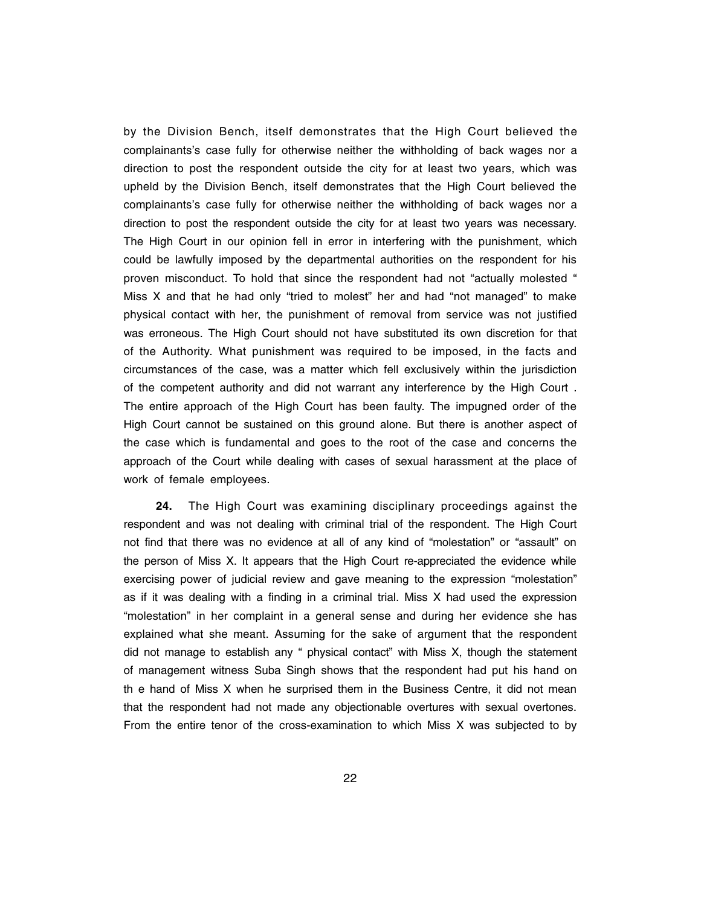by the Division Bench, itself demonstrates that the High Court believed the complainants's case fully for otherwise neither the withholding of back wages nor a direction to post the respondent outside the city for at least two years, which was upheld by the Division Bench, itself demonstrates that the High Court believed the complainants's case fully for otherwise neither the withholding of back wages nor a direction to post the respondent outside the city for at least two years was necessary. The High Court in our opinion fell in error in interfering with the punishment, which could be lawfully imposed by the departmental authorities on the respondent for his proven misconduct. To hold that since the respondent had not "actually molested " Miss X and that he had only "tried to molest" her and had "not managed" to make physical contact with her, the punishment of removal from service was not justified was erroneous. The High Court should not have substituted its own discretion for that of the Authority. What punishment was required to be imposed, in the facts and circumstances of the case, was a matter which fell exclusively within the jurisdiction of the competent authority and did not warrant any interference by the High Court . The entire approach of the High Court has been faulty. The impugned order of the High Court cannot be sustained on this ground alone. But there is another aspect of the case which is fundamental and goes to the root of the case and concerns the approach of the Court while dealing with cases of sexual harassment at the place of work of female employees.

**24.** The High Court was examining disciplinary proceedings against the respondent and was not dealing with criminal trial of the respondent. The High Court not find that there was no evidence at all of any kind of "molestation" or "assault" on the person of Miss X. It appears that the High Court re-appreciated the evidence while exercising power of judicial review and gave meaning to the expression "molestation" as if it was dealing with a finding in a criminal trial. Miss X had used the expression "molestation" in her complaint in a general sense and during her evidence she has explained what she meant. Assuming for the sake of argument that the respondent did not manage to establish any " physical contact" with Miss X, though the statement of management witness Suba Singh shows that the respondent had put his hand on th e hand of Miss X when he surprised them in the Business Centre, it did not mean that the respondent had not made any objectionable overtures with sexual overtones. From the entire tenor of the cross-examination to which Miss X was subjected to by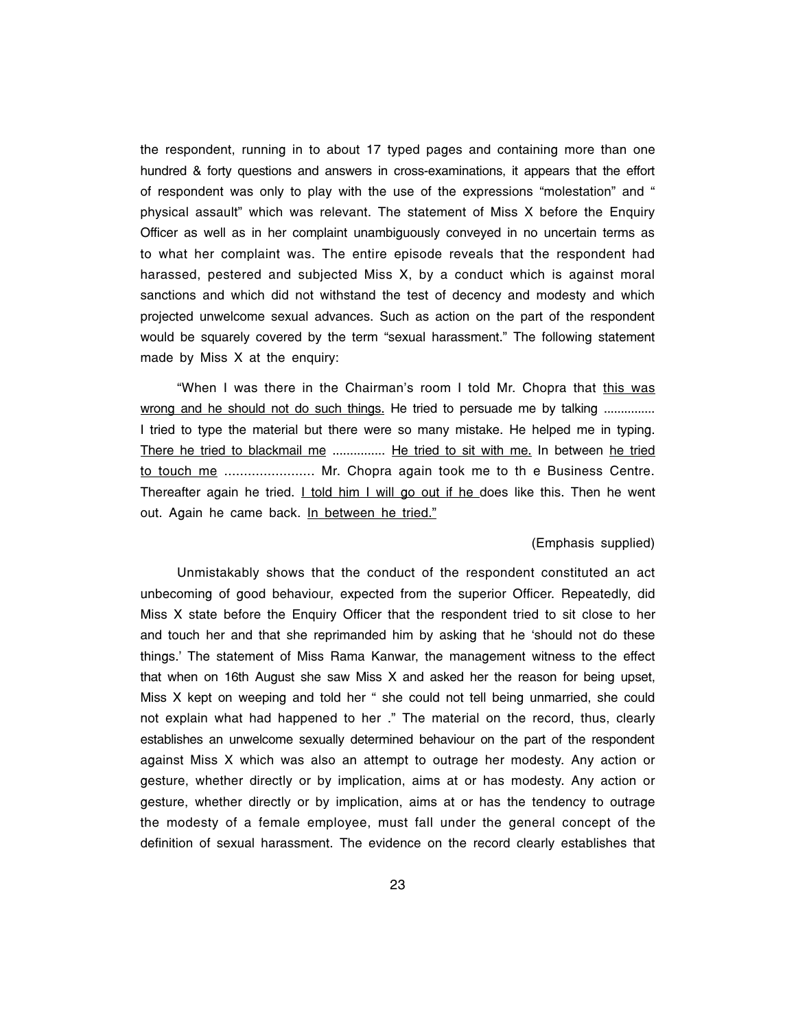the respondent, running in to about 17 typed pages and containing more than one hundred & forty questions and answers in cross-examinations, it appears that the effort of respondent was only to play with the use of the expressions "molestation" and " physical assault" which was relevant. The statement of Miss X before the Enquiry Officer as well as in her complaint unambiguously conveyed in no uncertain terms as to what her complaint was. The entire episode reveals that the respondent had harassed, pestered and subjected Miss X, by a conduct which is against moral sanctions and which did not withstand the test of decency and modesty and which projected unwelcome sexual advances. Such as action on the part of the respondent would be squarely covered by the term "sexual harassment." The following statement made by Miss X at the enquiry:

"When I was there in the Chairman's room I told Mr. Chopra that <u>this was wrong and he should not do such things.</u> He tried to persuade me by talking ............... I tried to type the material but there were so many mistake. He helped me in typing. <u>There he tried to blackmail me</u> ............... <u>He tried to sit with me.</u> In between <u>he tried to touch me</u> ....................... Mr. Chopra again took me to th e Business Centre. Thereafter again he tried. <u>I told him I will go out if he</u> does like this. Then he went out. Again he came back. <u>In between he tried."</u>

(Emphasis supplied)

Unmistakably shows that the conduct of the respondent constituted an act unbecoming of good behaviour, expected from the superior Officer. Repeatedly, did Miss X state before the Enquiry Officer that the respondent tried to sit close to her and touch her and that she reprimanded him by asking that he 'should not do these things.' The statement of Miss Rama Kanwar, the management witness to the effect that when on 16th August she saw Miss X and asked her the reason for being upset, Miss X kept on weeping and told her " she could not tell being unmarried, she could not explain what had happened to her ." The material on the record, thus, clearly establishes an unwelcome sexually determined behaviour on the part of the respondent against Miss X which was also an attempt to outrage her modesty. Any action or gesture, whether directly or by implication, aims at or has modesty. Any action or gesture, whether directly or by implication, aims at or has the tendency to outrage the modesty of a female employee, must fall under the general concept of the definition of sexual harassment. The evidence on the record clearly establishes that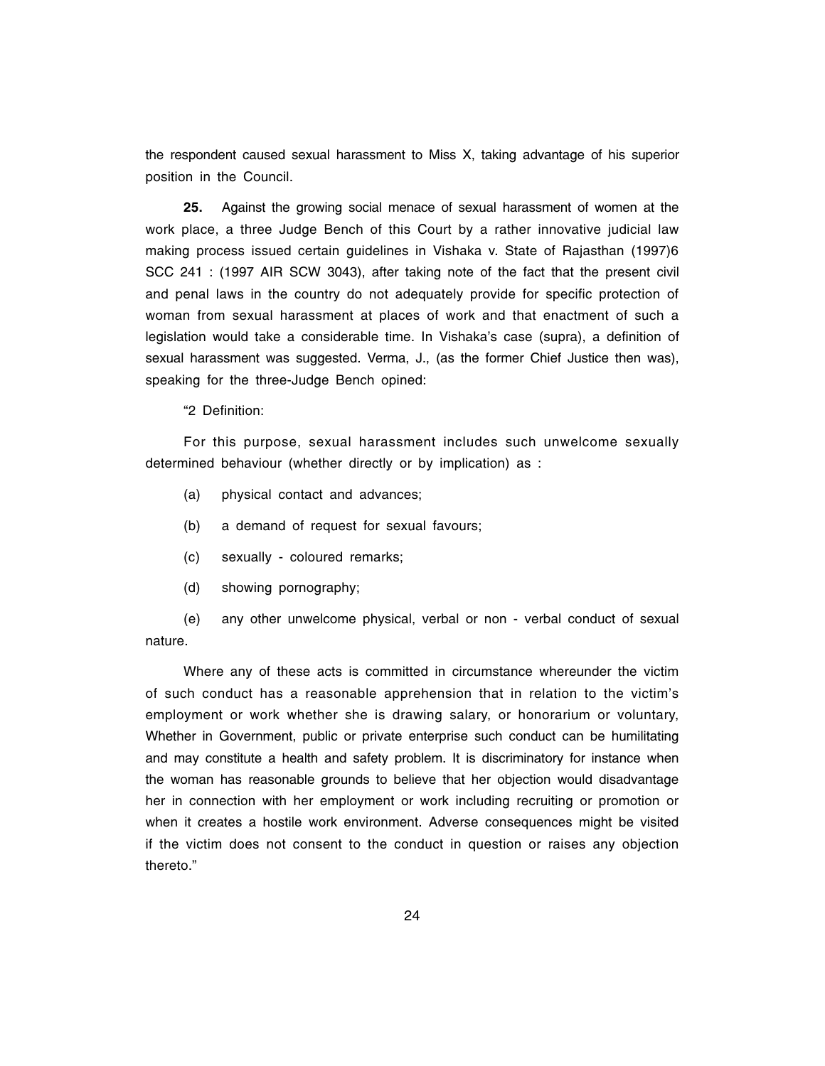the respondent caused sexual harassment to Miss X, taking advantage of his superior position in the Council.

**25.** Against the growing social menace of sexual harassment of women at the work place, a three Judge Bench of this Court by a rather innovative judicial law making process issued certain guidelines in Vishaka v. State of Rajasthan (1997)6 SCC 241 : (1997 AIR SCW 3043), after taking note of the fact that the present civil and penal laws in the country do not adequately provide for specific protection of woman from sexual harassment at places of work and that enactment of such a legislation would take a considerable time. In Vishaka's case (supra), a definition of sexual harassment was suggested. Verma, J., (as the former Chief Justice then was), speaking for the three-Judge Bench opined:

"2 Definition:

For this purpose, sexual harassment includes such unwelcome sexually determined behaviour (whether directly or by implication) as :

(a) physical contact and advances;

(b) a demand of request for sexual favours;

(c) sexually - coloured remarks;

(d) showing pornography;

(e) any other unwelcome physical, verbal or non - verbal conduct of sexual nature.

Where any of these acts is committed in circumstance whereunder the victim of such conduct has a reasonable apprehension that in relation to the victim's employment or work whether she is drawing salary, or honorarium or voluntary, Whether in Government, public or private enterprise such conduct can be humilitating and may constitute a health and safety problem. It is discriminatory for instance when the woman has reasonable grounds to believe that her objection would disadvantage her in connection with her employment or work including recruiting or promotion or when it creates a hostile work environment. Adverse consequences might be visited if the victim does not consent to the conduct in question or raises any objection thereto."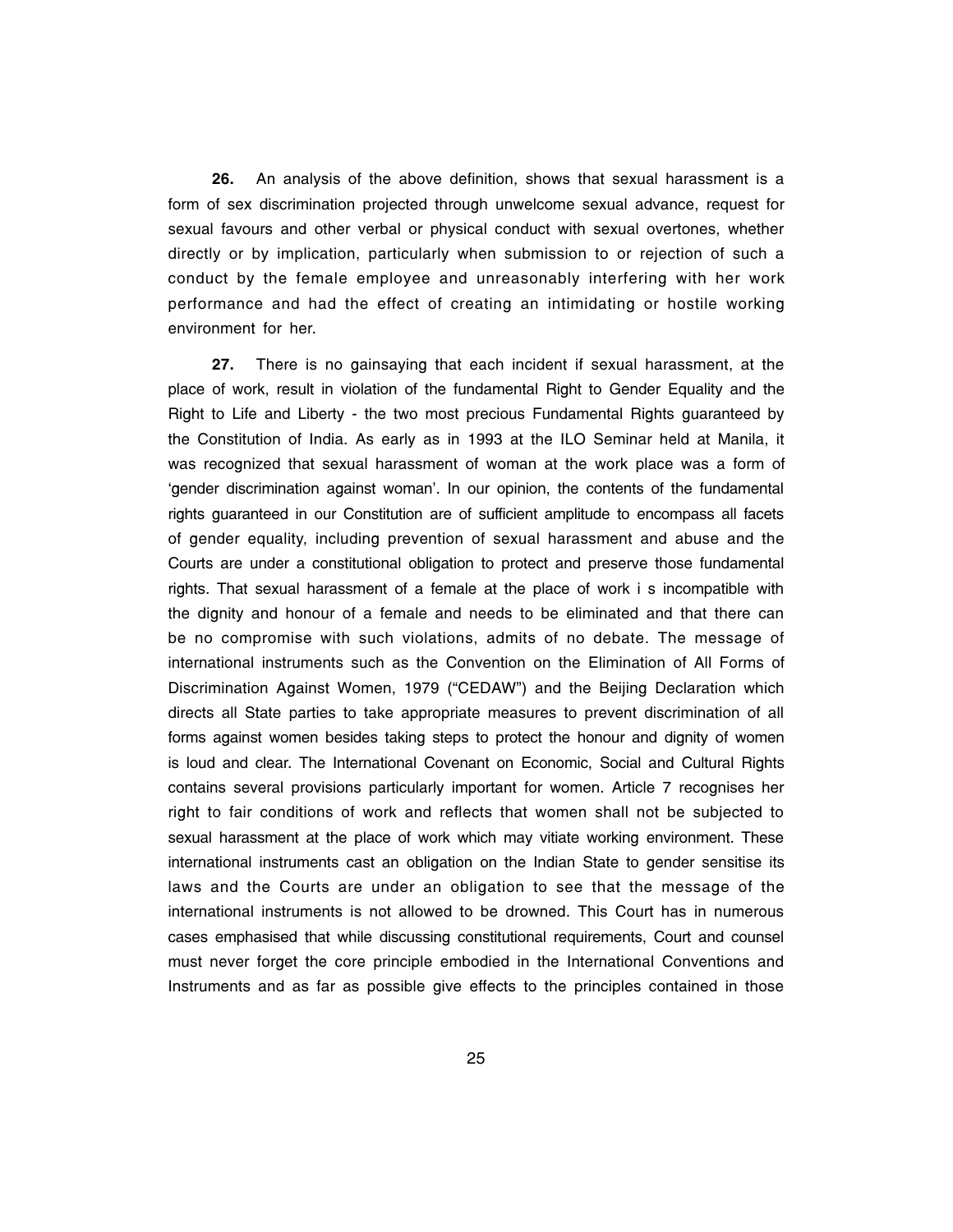**26.** An analysis of the above definition, shows that sexual harassment is a form of sex discrimination projected through unwelcome sexual advance, request for sexual favours and other verbal or physical conduct with sexual overtones, whether directly or by implication, particularly when submission to or rejection of such a conduct by the female employee and unreasonably interfering with her work performance and had the effect of creating an intimidating or hostile working environment for her.

**27.** There is no gainsaying that each incident if sexual harassment, at the place of work, result in violation of the fundamental Right to Gender Equality and the Right to Life and Liberty - the two most precious Fundamental Rights guaranteed by the Constitution of India. As early as in 1993 at the ILO Seminar held at Manila, it was recognized that sexual harassment of woman at the work place was a form of 'gender discrimination against woman'. In our opinion, the contents of the fundamental rights guaranteed in our Constitution are of sufficient amplitude to encompass all facets of gender equality, including prevention of sexual harassment and abuse and the Courts are under a constitutional obligation to protect and preserve those fundamental rights. That sexual harassment of a female at the place of work i s incompatible with the dignity and honour of a female and needs to be eliminated and that there can be no compromise with such violations, admits of no debate. The message of international instruments such as the Convention on the Elimination of All Forms of Discrimination Against Women, 1979 ("CEDAW") and the Beijing Declaration which directs all State parties to take appropriate measures to prevent discrimination of all forms against women besides taking steps to protect the honour and dignity of women is loud and clear. The International Covenant on Economic, Social and Cultural Rights contains several provisions particularly important for women. Article 7 recognises her right to fair conditions of work and reflects that women shall not be subjected to sexual harassment at the place of work which may vitiate working environment. These international instruments cast an obligation on the Indian State to gender sensitise its laws and the Courts are under an obligation to see that the message of the international instruments is not allowed to be drowned. This Court has in numerous cases emphasised that while discussing constitutional requirements, Court and counsel must never forget the core principle embodied in the International Conventions and Instruments and as far as possible give effects to the principles contained in those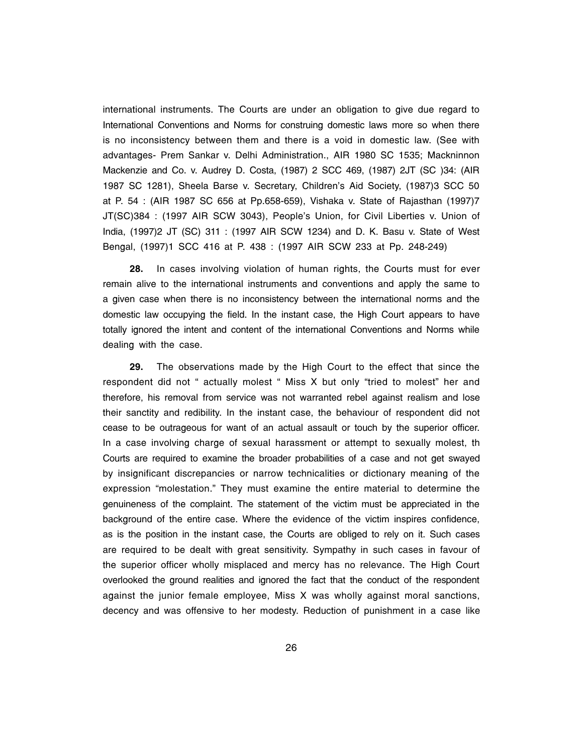international instruments. The Courts are under an obligation to give due regard to International Conventions and Norms for construing domestic laws more so when there is no inconsistency between them and there is a void in domestic law. (See with advantages- Prem Sankar v. Delhi Administration., AIR 1980 SC 1535; Mackninnon Mackenzie and Co. v. Audrey D. Costa, (1987) 2 SCC 469, (1987) 2JT (SC )34: (AIR 1987 SC 1281), Sheela Barse v. Secretary, Children's Aid Society, (1987)3 SCC 50 at P. 54 : (AIR 1987 SC 656 at Pp.658-659), Vishaka v. State of Rajasthan (1997)7 JT(SC)384 : (1997 AIR SCW 3043), People's Union, for Civil Liberties v. Union of India, (1997)2 JT (SC) 311 : (1997 AIR SCW 1234) and D. K. Basu v. State of West Bengal, (1997)1 SCC 416 at P. 438 : (1997 AIR SCW 233 at Pp. 248-249)

**28.** In cases involving violation of human rights, the Courts must for ever remain alive to the international instruments and conventions and apply the same to a given case when there is no inconsistency between the international norms and the domestic law occupying the field. In the instant case, the High Court appears to have totally ignored the intent and content of the international Conventions and Norms while dealing with the case.

**29.** The observations made by the High Court to the effect that since the respondent did not " actually molest " Miss X but only "tried to molest" her and therefore, his removal from service was not warranted rebel against realism and lose their sanctity and redibility. In the instant case, the behaviour of respondent did not cease to be outrageous for want of an actual assault or touch by the superior officer. In a case involving charge of sexual harassment or attempt to sexually molest, th Courts are required to examine the broader probabilities of a case and not get swayed by insignificant discrepancies or narrow technicalities or dictionary meaning of the expression "molestation." They must examine the entire material to determine the genuineness of the complaint. The statement of the victim must be appreciated in the background of the entire case. Where the evidence of the victim inspires confidence, as is the position in the instant case, the Courts are obliged to rely on it. Such cases are required to be dealt with great sensitivity. Sympathy in such cases in favour of the superior officer wholly misplaced and mercy has no relevance. The High Court overlooked the ground realities and ignored the fact that the conduct of the respondent against the junior female employee, Miss X was wholly against moral sanctions, decency and was offensive to her modesty. Reduction of punishment in a case like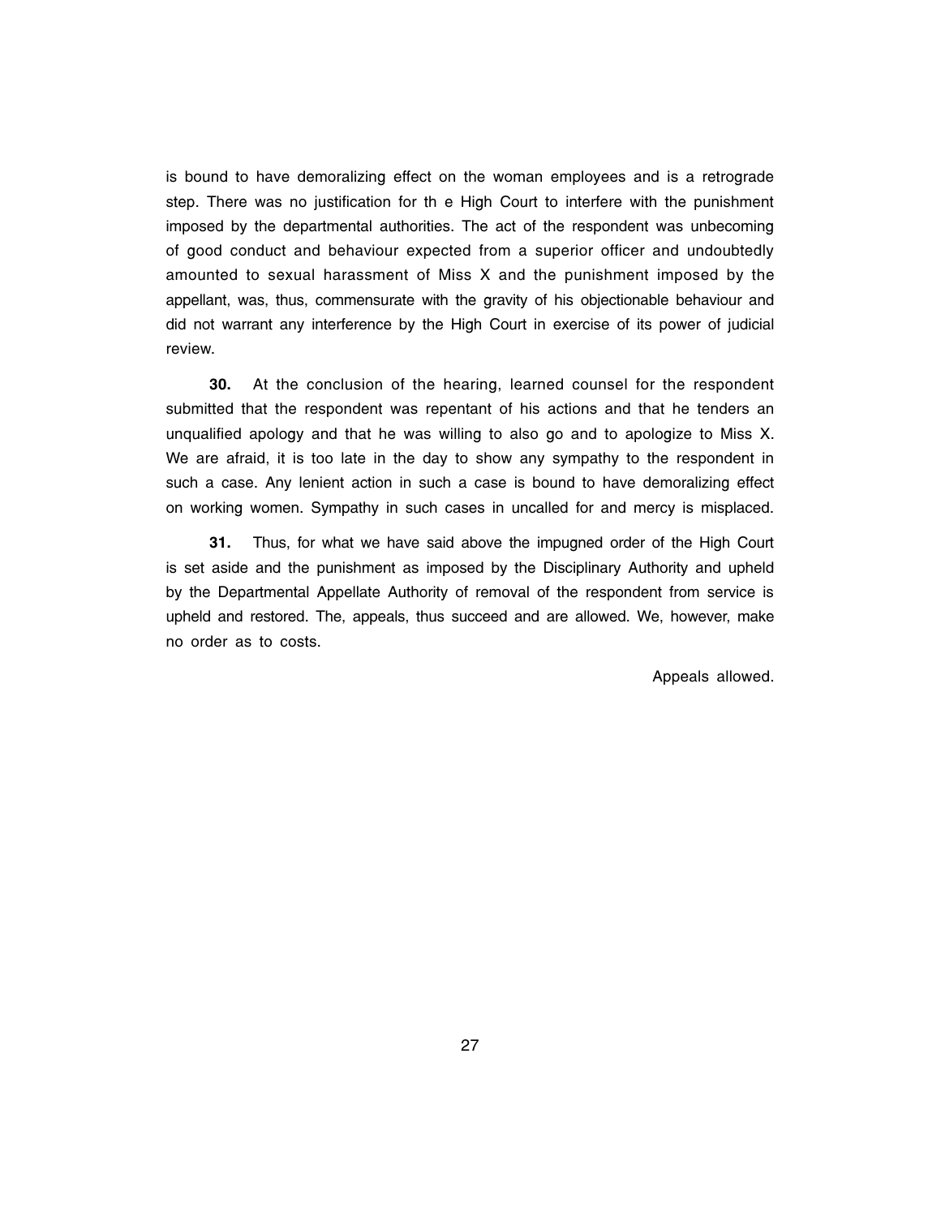is bound to have demoralizing effect on the woman employees and is a retrograde step. There was no justification for th e High Court to interfere with the punishment imposed by the departmental authorities. The act of the respondent was unbecoming of good conduct and behaviour expected from a superior officer and undoubtedly amounted to sexual harassment of Miss X and the punishment imposed by the appellant, was, thus, commensurate with the gravity of his objectionable behaviour and did not warrant any interference by the High Court in exercise of its power of judicial review.

**30.** At the conclusion of the hearing, learned counsel for the respondent submitted that the respondent was repentant of his actions and that he tenders an unqualified apology and that he was willing to also go and to apologize to Miss X. We are afraid, it is too late in the day to show any sympathy to the respondent in such a case. Any lenient action in such a case is bound to have demoralizing effect on working women. Sympathy in such cases in uncalled for and mercy is misplaced.

**31.** Thus, for what we have said above the impugned order of the High Court is set aside and the punishment as imposed by the Disciplinary Authority and upheld by the Departmental Appellate Authority of removal of the respondent from service is upheld and restored. The, appeals, thus succeed and are allowed. We, however, make no order as to costs.

Appeals allowed.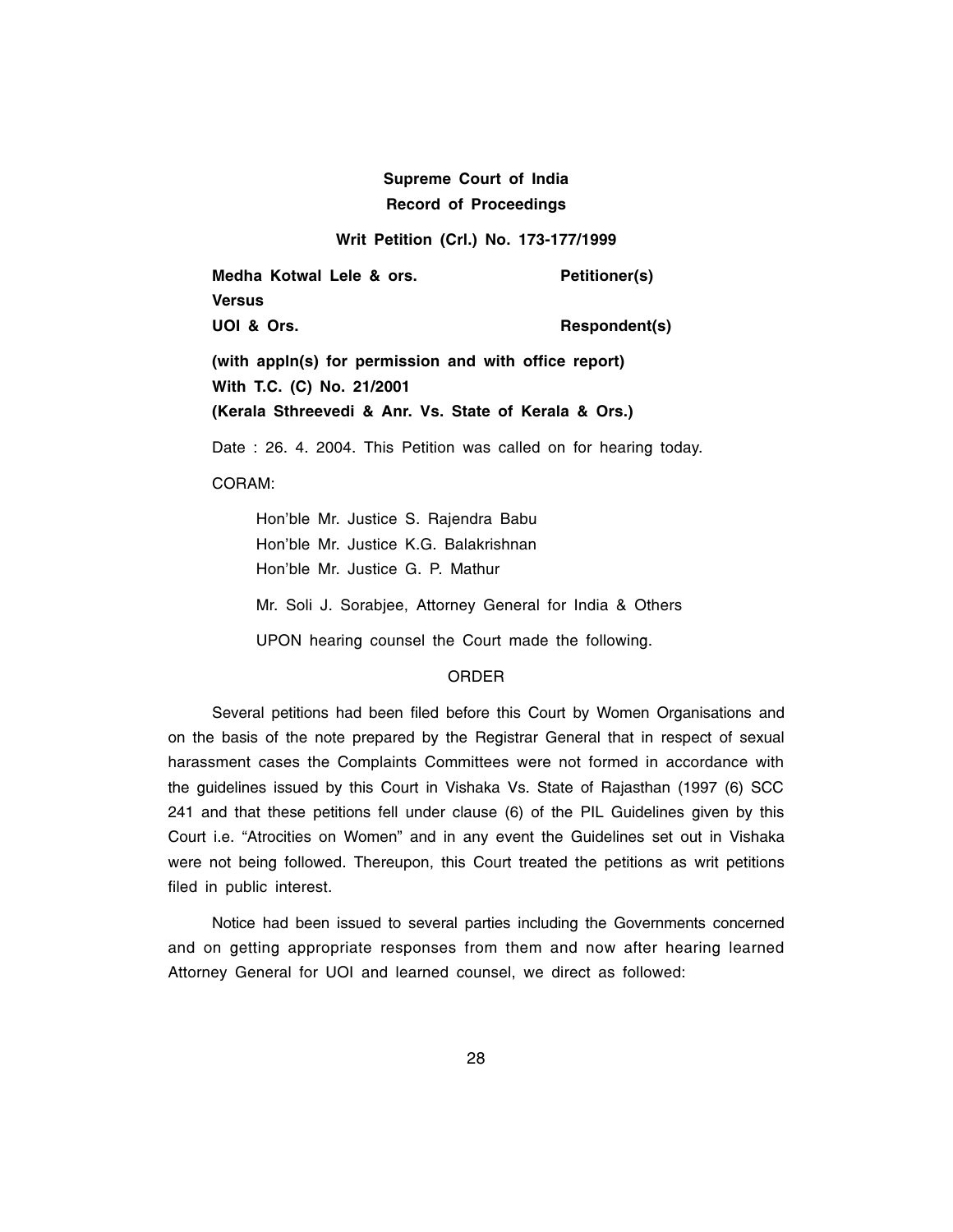**Supreme Court of India**
**Record of Proceedings**

**Writ Petition (Crl.) No. 173-177/1999**

| | |
|---|---|
| **Medha Kotwal Lele & ors.** | **Petitioner(s)** |
| **Versus** | |
| **UOI & Ors.** | **Respondent(s)** |

**(with appln(s) for permission and with office report)**
**With T.C. (C) No. 21/2001**
**(Kerala Sthreevedi & Anr. Vs. State of Kerala & Ors.)**

Date : 26. 4. 2004. This Petition was called on for hearing today.

CORAM:

Hon'ble Mr. Justice S. Rajendra Babu
Hon'ble Mr. Justice K.G. Balakrishnan
Hon'ble Mr. Justice G. P. Mathur

Mr. Soli J. Sorabjee, Attorney General for India & Others

UPON hearing counsel the Court made the following.

ORDER

Several petitions had been filed before this Court by Women Organisations and on the basis of the note prepared by the Registrar General that in respect of sexual harassment cases the Complaints Committees were not formed in accordance with the guidelines issued by this Court in Vishaka Vs. State of Rajasthan (1997 (6) SCC 241 and that these petitions fell under clause (6) of the PIL Guidelines given by this Court i.e. "Atrocities on Women" and in any event the Guidelines set out in Vishaka were not being followed. Thereupon, this Court treated the petitions as writ petitions filed in public interest.

Notice had been issued to several parties including the Governments concerned and on getting appropriate responses from them and now after hearing learned Attorney General for UOI and learned counsel, we direct as followed: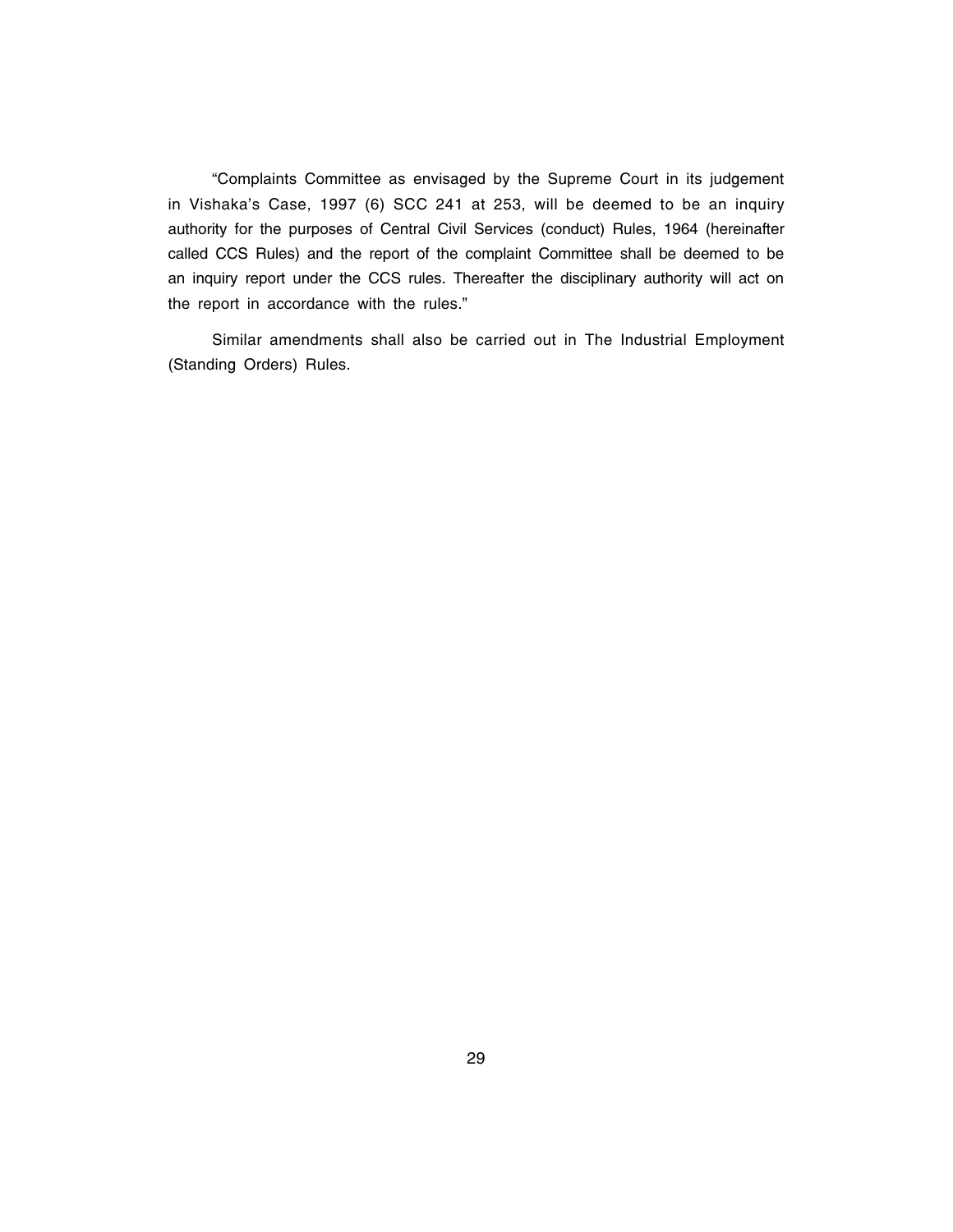"Complaints Committee as envisaged by the Supreme Court in its judgement in Vishaka's Case, 1997 (6) SCC 241 at 253, will be deemed to be an inquiry authority for the purposes of Central Civil Services (conduct) Rules, 1964 (hereinafter called CCS Rules) and the report of the complaint Committee shall be deemed to be an inquiry report under the CCS rules. Thereafter the disciplinary authority will act on the report in accordance with the rules."

Similar amendments shall also be carried out in The Industrial Employment (Standing Orders) Rules.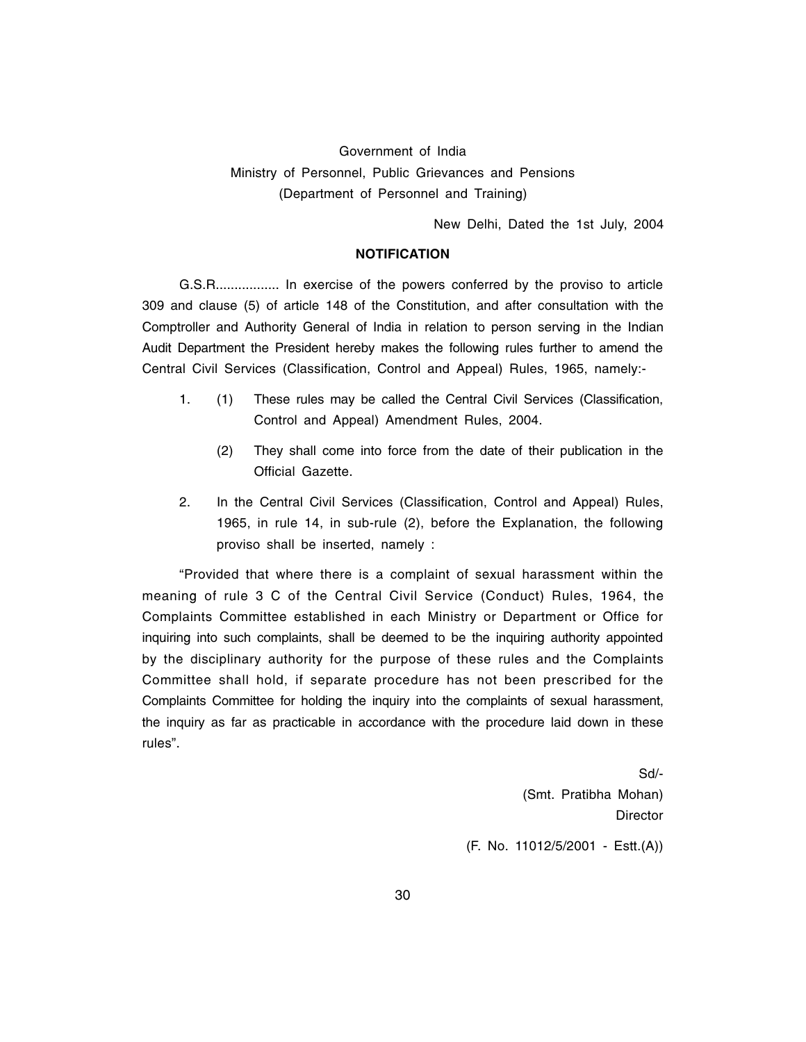Government of India

Ministry of Personnel, Public Grievances and Pensions

(Department of Personnel and Training)

New Delhi, Dated the 1st July, 2004

**NOTIFICATION**

G.S.R................. In exercise of the powers conferred by the proviso to article 309 and clause (5) of article 148 of the Constitution, and after consultation with the Comptroller and Authority General of India in relation to person serving in the Indian Audit Department the President hereby makes the following rules further to amend the Central Civil Services (Classification, Control and Appeal) Rules, 1965, namely:-

1. (1) These rules may be called the Central Civil Services (Classification, Control and Appeal) Amendment Rules, 2004.

   (2) They shall come into force from the date of their publication in the Official Gazette.

2. In the Central Civil Services (Classification, Control and Appeal) Rules, 1965, in rule 14, in sub-rule (2), before the Explanation, the following proviso shall be inserted, namely :

"Provided that where there is a complaint of sexual harassment within the meaning of rule 3 C of the Central Civil Service (Conduct) Rules, 1964, the Complaints Committee established in each Ministry or Department or Office for inquiring into such complaints, shall be deemed to be the inquiring authority appointed by the disciplinary authority for the purpose of these rules and the Complaints Committee shall hold, if separate procedure has not been prescribed for the Complaints Committee for holding the inquiry into the complaints of sexual harassment, the inquiry as far as practicable in accordance with the procedure laid down in these rules".

Sd/-

(Smt. Pratibha Mohan)

Director

(F. No. 11012/5/2001 - Estt.(A))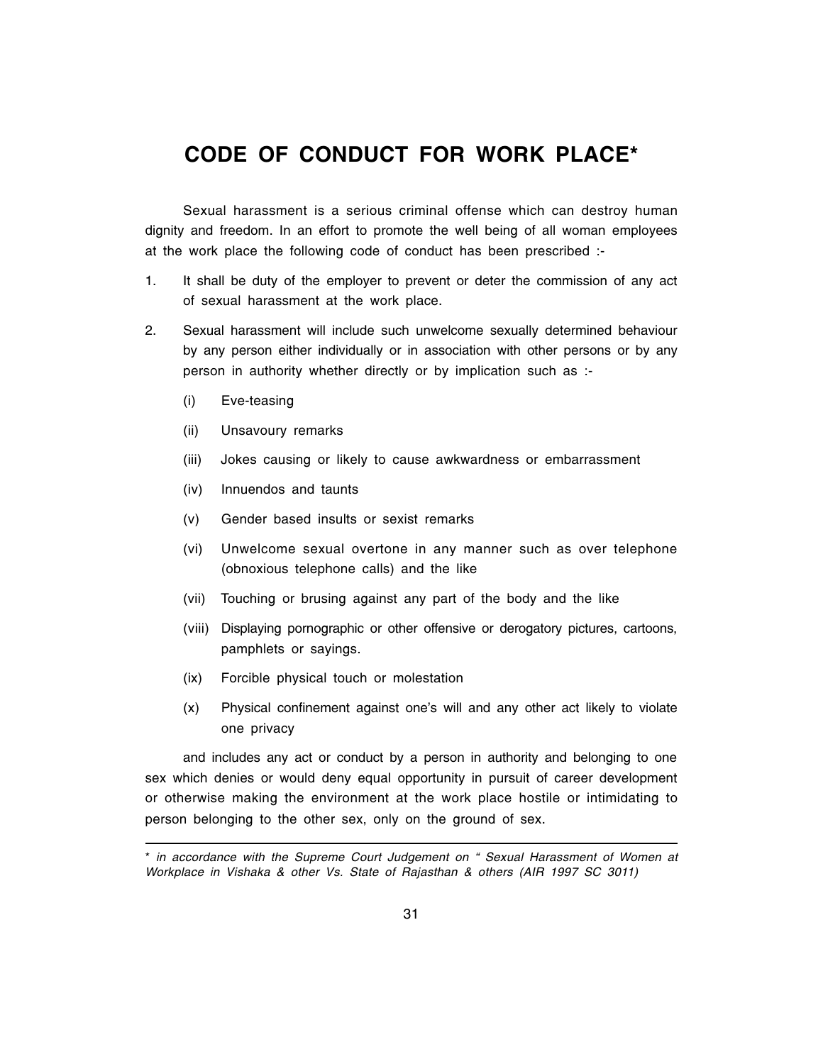# CODE OF CONDUCT FOR WORK PLACE*

Sexual harassment is a serious criminal offense which can destroy human dignity and freedom. In an effort to promote the well being of all woman employees at the work place the following code of conduct has been prescribed :-

1. It shall be duty of the employer to prevent or deter the commission of any act of sexual harassment at the work place.

2. Sexual harassment will include such unwelcome sexually determined behaviour by any person either individually or in association with other persons or by any person in authority whether directly or by implication such as :-

   (i) Eve-teasing

   (ii) Unsavoury remarks

   (iii) Jokes causing or likely to cause awkwardness or embarrassment

   (iv) Innuendos and taunts

   (v) Gender based insults or sexist remarks

   (vi) Unwelcome sexual overtone in any manner such as over telephone (obnoxious telephone calls) and the like

   (vii) Touching or brusing against any part of the body and the like

   (viii) Displaying pornographic or other offensive or derogatory pictures, cartoons, pamphlets or sayings.

   (ix) Forcible physical touch or molestation

   (x) Physical confinement against one's will and any other act likely to violate one privacy

   and includes any act or conduct by a person in authority and belonging to one sex which denies or would deny equal opportunity in pursuit of career development or otherwise making the environment at the work place hostile or intimidating to person belonging to the other sex, only on the ground of sex.

---

\* *in accordance with the Supreme Court Judgement on " Sexual Harassment of Women at Workplace in Vishaka & other Vs. State of Rajasthan & others (AIR 1997 SC 3011)*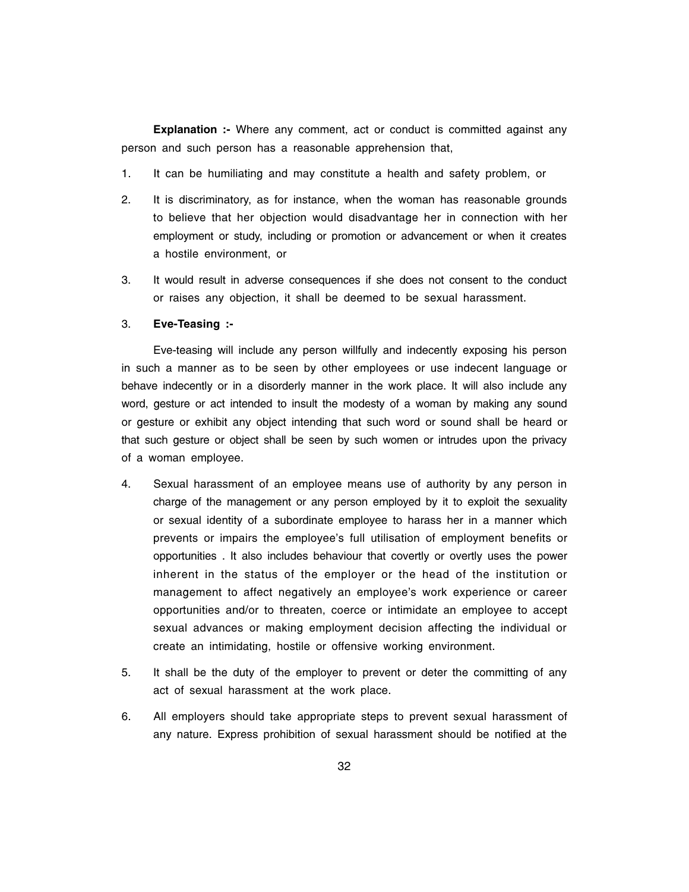**Explanation :-** Where any comment, act or conduct is committed against any person and such person has a reasonable apprehension that,

1. It can be humiliating and may constitute a health and safety problem, or
2. It is discriminatory, as for instance, when the woman has reasonable grounds to believe that her objection would disadvantage her in connection with her employment or study, including or promotion or advancement or when it creates a hostile environment, or
3. It would result in adverse consequences if she does not consent to the conduct or raises any objection, it shall be deemed to be sexual harassment.

3. **Eve-Teasing :-**

Eve-teasing will include any person willfully and indecently exposing his person in such a manner as to be seen by other employees or use indecent language or behave indecently or in a disorderly manner in the work place. It will also include any word, gesture or act intended to insult the modesty of a woman by making any sound or gesture or exhibit any object intending that such word or sound shall be heard or that such gesture or object shall be seen by such women or intrudes upon the privacy of a woman employee.

4. Sexual harassment of an employee means use of authority by any person in charge of the management or any person employed by it to exploit the sexuality or sexual identity of a subordinate employee to harass her in a manner which prevents or impairs the employee's full utilisation of employment benefits or opportunities . It also includes behaviour that covertly or overtly uses the power inherent in the status of the employer or the head of the institution or management to affect negatively an employee's work experience or career opportunities and/or to threaten, coerce or intimidate an employee to accept sexual advances or making employment decision affecting the individual or create an intimidating, hostile or offensive working environment.

5. It shall be the duty of the employer to prevent or deter the committing of any act of sexual harassment at the work place.

6. All employers should take appropriate steps to prevent sexual harassment of any nature. Express prohibition of sexual harassment should be notified at the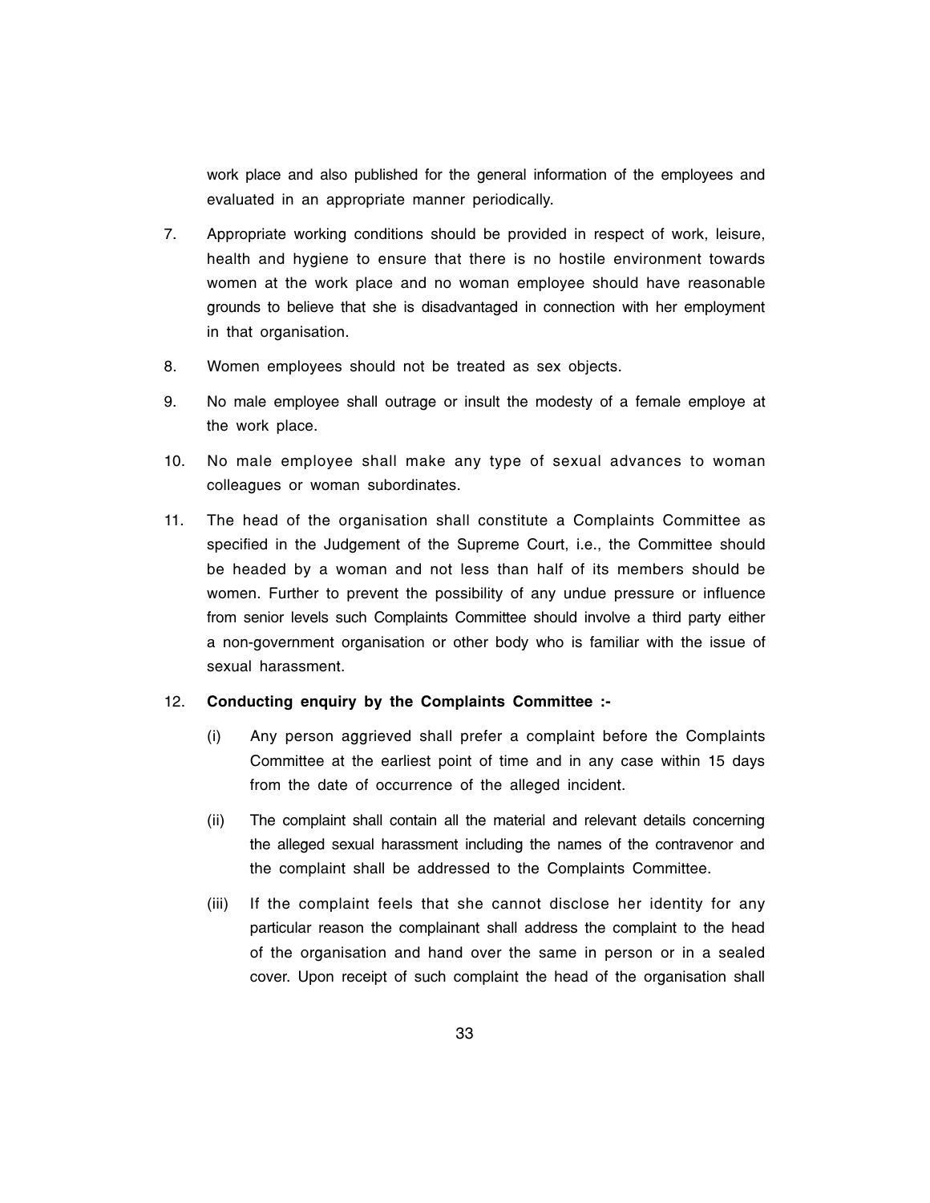work place and also published for the general information of the employees and evaluated in an appropriate manner periodically.

7. Appropriate working conditions should be provided in respect of work, leisure, health and hygiene to ensure that there is no hostile environment towards women at the work place and no woman employee should have reasonable grounds to believe that she is disadvantaged in connection with her employment in that organisation.

8. Women employees should not be treated as sex objects.

9. No male employee shall outrage or insult the modesty of a female employe at the work place.

10. No male employee shall make any type of sexual advances to woman colleagues or woman subordinates.

11. The head of the organisation shall constitute a Complaints Committee as specified in the Judgement of the Supreme Court, i.e., the Committee should be headed by a woman and not less than half of its members should be women. Further to prevent the possibility of any undue pressure or influence from senior levels such Complaints Committee should involve a third party either a non-government organisation or other body who is familiar with the issue of sexual harassment.

12. **Conducting enquiry by the Complaints Committee :-**

    (i) Any person aggrieved shall prefer a complaint before the Complaints Committee at the earliest point of time and in any case within 15 days from the date of occurrence of the alleged incident.

    (ii) The complaint shall contain all the material and relevant details concerning the alleged sexual harassment including the names of the contravenor and the complaint shall be addressed to the Complaints Committee.

    (iii) If the complaint feels that she cannot disclose her identity for any particular reason the complainant shall address the complaint to the head of the organisation and hand over the same in person or in a sealed cover. Upon receipt of such complaint the head of the organisation shall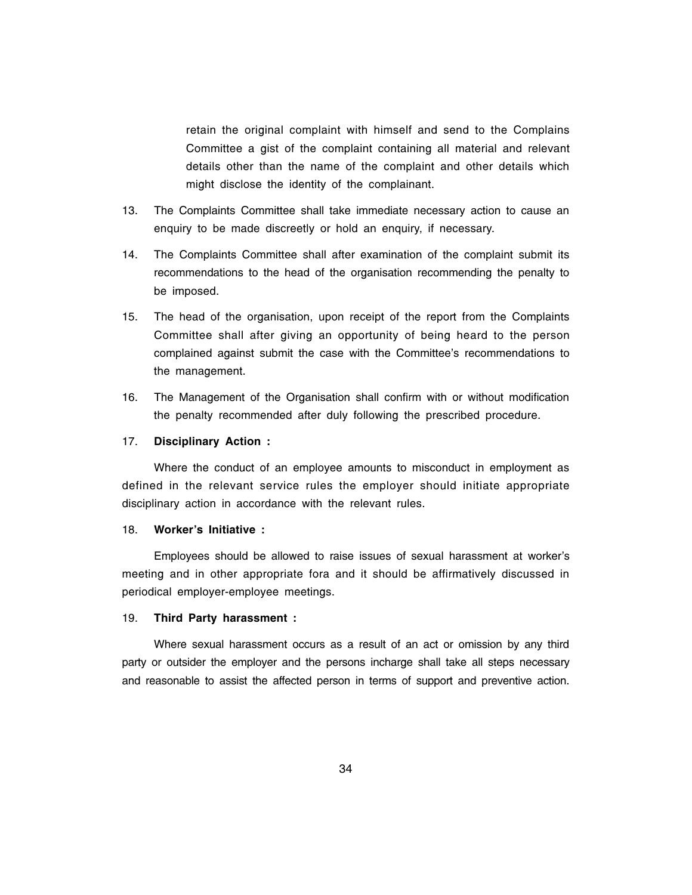retain the original complaint with himself and send to the Complains Committee a gist of the complaint containing all material and relevant details other than the name of the complaint and other details which might disclose the identity of the complainant.

13. The Complaints Committee shall take immediate necessary action to cause an enquiry to be made discreetly or hold an enquiry, if necessary.

14. The Complaints Committee shall after examination of the complaint submit its recommendations to the head of the organisation recommending the penalty to be imposed.

15. The head of the organisation, upon receipt of the report from the Complaints Committee shall after giving an opportunity of being heard to the person complained against submit the case with the Committee's recommendations to the management.

16. The Management of the Organisation shall confirm with or without modification the penalty recommended after duly following the prescribed procedure.

17. **Disciplinary Action :**

Where the conduct of an employee amounts to misconduct in employment as defined in the relevant service rules the employer should initiate appropriate disciplinary action in accordance with the relevant rules.

18. **Worker's Initiative :**

Employees should be allowed to raise issues of sexual harassment at worker's meeting and in other appropriate fora and it should be affirmatively discussed in periodical employer-employee meetings.

19. **Third Party harassment :**

Where sexual harassment occurs as a result of an act or omission by any third party or outsider the employer and the persons incharge shall take all steps necessary and reasonable to assist the affected person in terms of support and preventive action.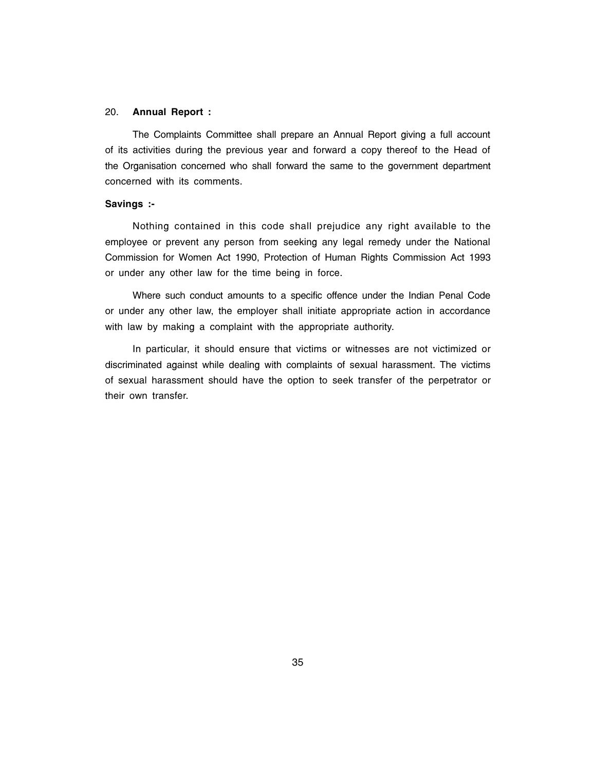20. **Annual Report :**

The Complaints Committee shall prepare an Annual Report giving a full account of its activities during the previous year and forward a copy thereof to the Head of the Organisation concerned who shall forward the same to the government department concerned with its comments.

**Savings :-**

Nothing contained in this code shall prejudice any right available to the employee or prevent any person from seeking any legal remedy under the National Commission for Women Act 1990, Protection of Human Rights Commission Act 1993 or under any other law for the time being in force.

Where such conduct amounts to a specific offence under the Indian Penal Code or under any other law, the employer shall initiate appropriate action in accordance with law by making a complaint with the appropriate authority.

In particular, it should ensure that victims or witnesses are not victimized or discriminated against while dealing with complaints of sexual harassment. The victims of sexual harassment should have the option to seek transfer of the perpetrator or their own transfer.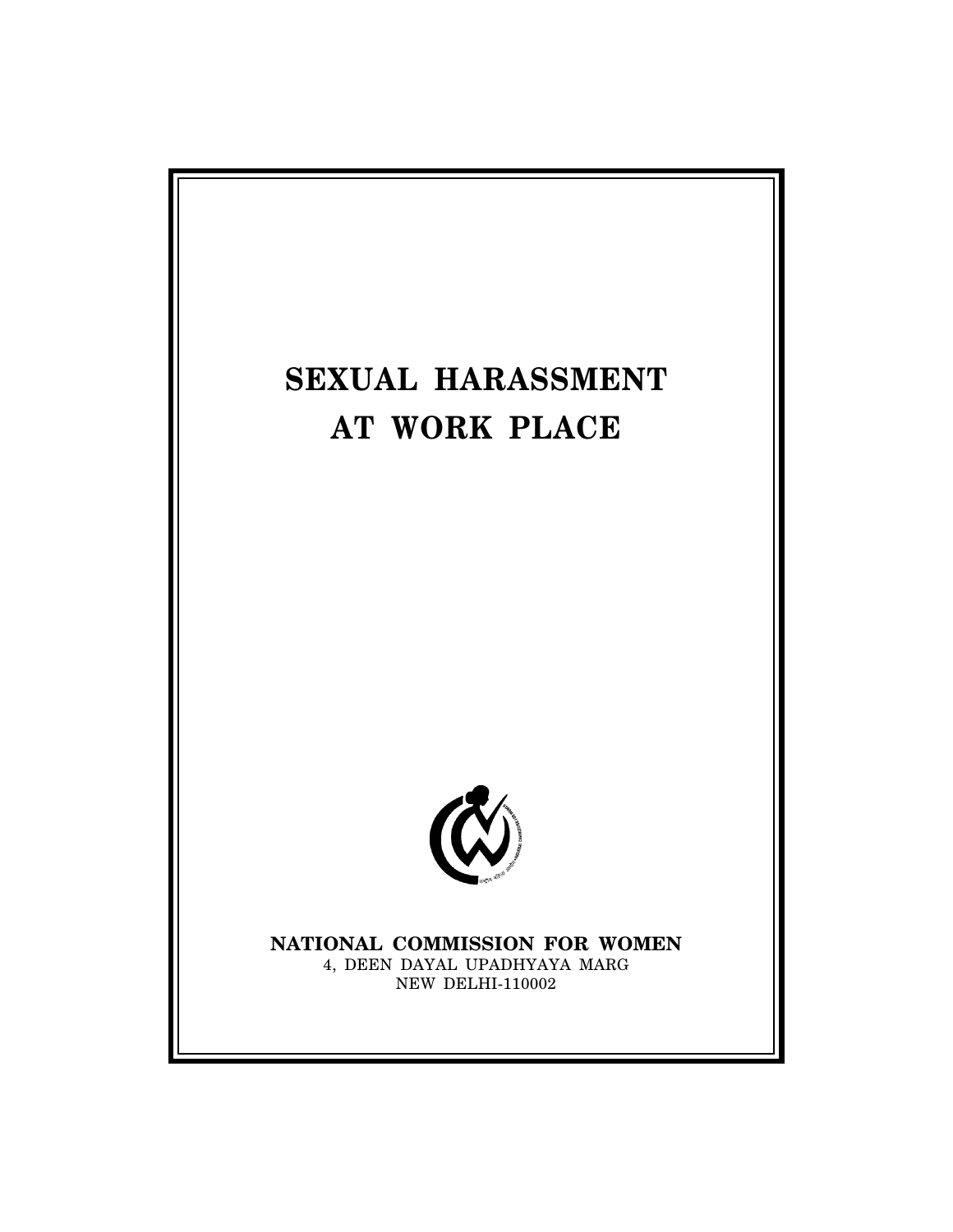# SEXUAL HARASSMENT AT WORK PLACE

**NATIONAL COMMISSION FOR WOMEN**

4, DEEN DAYAL UPADHYAYA MARG

NEW DELHI-110002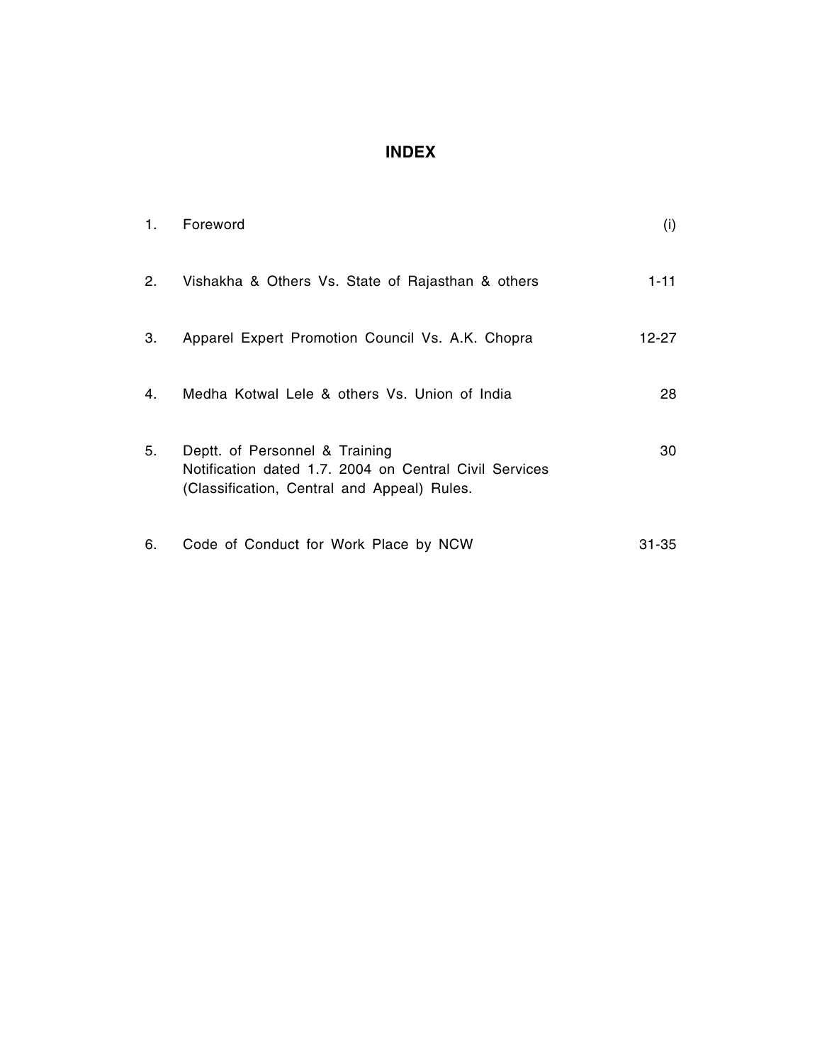# INDEX

| | | |
|---|---|---|
| 1. | Foreword | (i) |
| 2. | Vishakha & Others Vs. State of Rajasthan & others | 1-11 |
| 3. | Apparel Expert Promotion Council Vs. A.K. Chopra | 12-27 |
| 4. | Medha Kotwal Lele & others Vs. Union of India | 28 |
| 5. | Deptt. of Personnel & Training Notification dated 1.7. 2004 on Central Civil Services (Classification, Central and Appeal) Rules. | 30 |
| 6. | Code of Conduct for Work Place by NCW | 31-35 |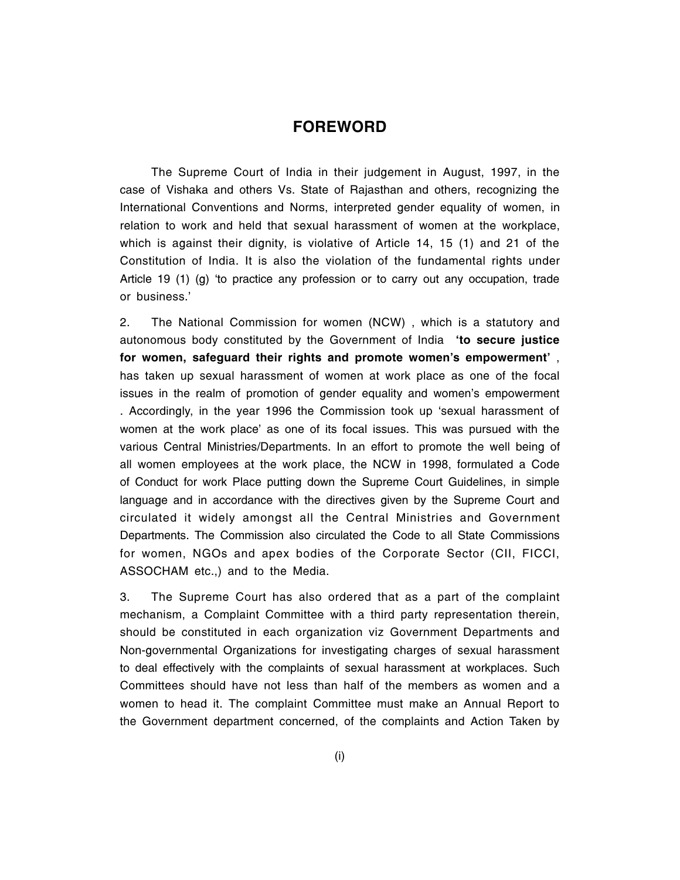# FOREWORD

The Supreme Court of India in their judgement in August, 1997, in the case of Vishaka and others Vs. State of Rajasthan and others, recognizing the International Conventions and Norms, interpreted gender equality of women, in relation to work and held that sexual harassment of women at the workplace, which is against their dignity, is violative of Article 14, 15 (1) and 21 of the Constitution of India. It is also the violation of the fundamental rights under Article 19 (1) (g) 'to practice any profession or to carry out any occupation, trade or business.'

2. The National Commission for women (NCW) , which is a statutory and autonomous body constituted by the Government of India **'to secure justice for women, safeguard their rights and promote women's empowerment'** , has taken up sexual harassment of women at work place as one of the focal issues in the realm of promotion of gender equality and women's empowerment . Accordingly, in the year 1996 the Commission took up 'sexual harassment of women at the work place' as one of its focal issues. This was pursued with the various Central Ministries/Departments. In an effort to promote the well being of all women employees at the work place, the NCW in 1998, formulated a Code of Conduct for work Place putting down the Supreme Court Guidelines, in simple language and in accordance with the directives given by the Supreme Court and circulated it widely amongst all the Central Ministries and Government Departments. The Commission also circulated the Code to all State Commissions for women, NGOs and apex bodies of the Corporate Sector (CII, FICCI, ASSOCHAM etc.,) and to the Media.

3. The Supreme Court has also ordered that as a part of the complaint mechanism, a Complaint Committee with a third party representation therein, should be constituted in each organization viz Government Departments and Non-governmental Organizations for investigating charges of sexual harassment to deal effectively with the complaints of sexual harassment at workplaces. Such Committees should have not less than half of the members as women and a women to head it. The complaint Committee must make an Annual Report to the Government department concerned, of the complaints and Action Taken by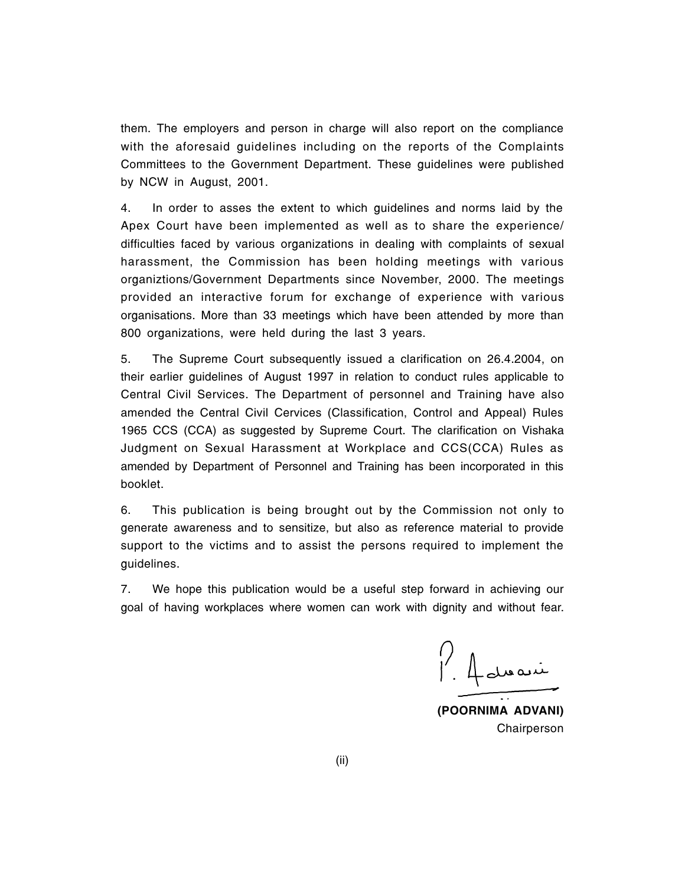them. The employers and person in charge will also report on the compliance with the aforesaid guidelines including on the reports of the Complaints Committees to the Government Department. These guidelines were published by NCW in August, 2001.

4. In order to asses the extent to which guidelines and norms laid by the Apex Court have been implemented as well as to share the experience/ difficulties faced by various organizations in dealing with complaints of sexual harassment, the Commission has been holding meetings with various organiztions/Government Departments since November, 2000. The meetings provided an interactive forum for exchange of experience with various organisations. More than 33 meetings which have been attended by more than 800 organizations, were held during the last 3 years.

5. The Supreme Court subsequently issued a clarification on 26.4.2004, on their earlier guidelines of August 1997 in relation to conduct rules applicable to Central Civil Services. The Department of personnel and Training have also amended the Central Civil Cervices (Classification, Control and Appeal) Rules 1965 CCS (CCA) as suggested by Supreme Court. The clarification on Vishaka Judgment on Sexual Harassment at Workplace and CCS(CCA) Rules as amended by Department of Personnel and Training has been incorporated in this booklet.

6. This publication is being brought out by the Commission not only to generate awareness and to sensitize, but also as reference material to provide support to the victims and to assist the persons required to implement the guidelines.

7. We hope this publication would be a useful step forward in achieving our goal of having workplaces where women can work with dignity and without fear.

**(POORNIMA ADVANI)**
Chairperson